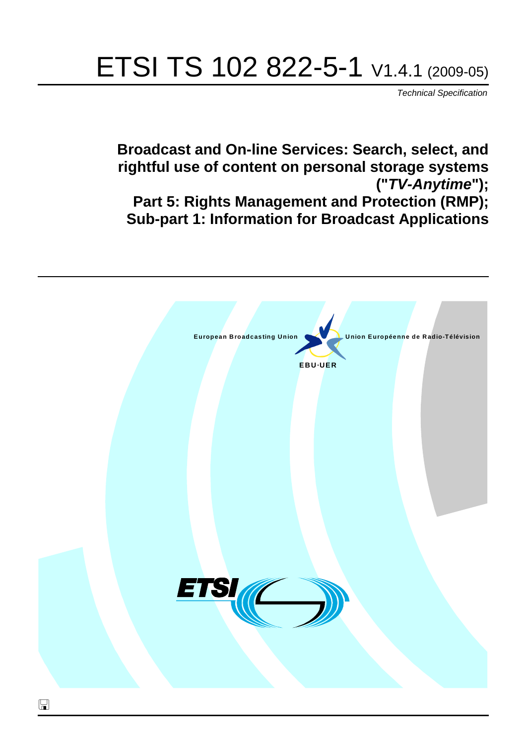# ETSI TS 102 822-5-1 V1.4.1 (2009-05)

*Technical Specification*

## Broadcast and On-line Services: Search, select, and rightful use of content on personal storage systems ("*TV-Anytime*"); Part 5: Rights Management and Protection (RMP); Sub-part 1: Information for Broadcast Applications

European Broadcasting Union Union Européenne de Radio-Télévision

EBU·UER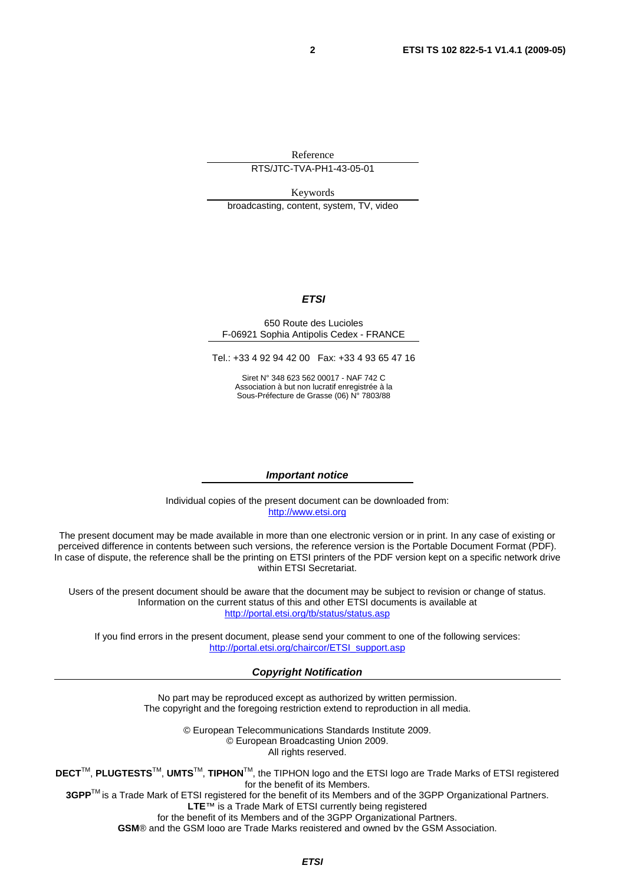Reference

RTS/JTC-TVA-PH1-43-05-01

Keywords

broadcasting, content, system, TV, video

***ETSI***

650 Route des Lucioles
F-06921 Sophia Antipolis Cedex - FRANCE

Tel.: +33 4 92 94 42 00 Fax: +33 4 93 65 47 16

Siret N° 348 623 562 00017 - NAF 742 C
Association à but non lucratif enregistrée à la
Sous-Préfecture de Grasse (06) N° 7803/88

***Important notice***

Individual copies of the present document can be downloaded from:
http://www.etsi.org

The present document may be made available in more than one electronic version or in print. In any case of existing or perceived difference in contents between such versions, the reference version is the Portable Document Format (PDF). In case of dispute, the reference shall be the printing on ETSI printers of the PDF version kept on a specific network drive within ETSI Secretariat.

Users of the present document should be aware that the document may be subject to revision or change of status. Information on the current status of this and other ETSI documents is available at
http://portal.etsi.org/tb/status/status.asp

If you find errors in the present document, please send your comment to one of the following services:
http://portal.etsi.org/chaircor/ETSI_support.asp

***Copyright Notification***

No part may be reproduced except as authorized by written permission.
The copyright and the foregoing restriction extend to reproduction in all media.

© European Telecommunications Standards Institute 2009.
© European Broadcasting Union 2009.
All rights reserved.

**DECT**™, **PLUGTESTS**™, **UMTS**™, **TIPHON**™, the TIPHON logo and the ETSI logo are Trade Marks of ETSI registered for the benefit of its Members.
**3GPP**™ is a Trade Mark of ETSI registered for the benefit of its Members and of the 3GPP Organizational Partners.
**LTE**™ is a Trade Mark of ETSI currently being registered
for the benefit of its Members and of the 3GPP Organizational Partners.
**GSM**® and the GSM logo are Trade Marks registered and owned by the GSM Association.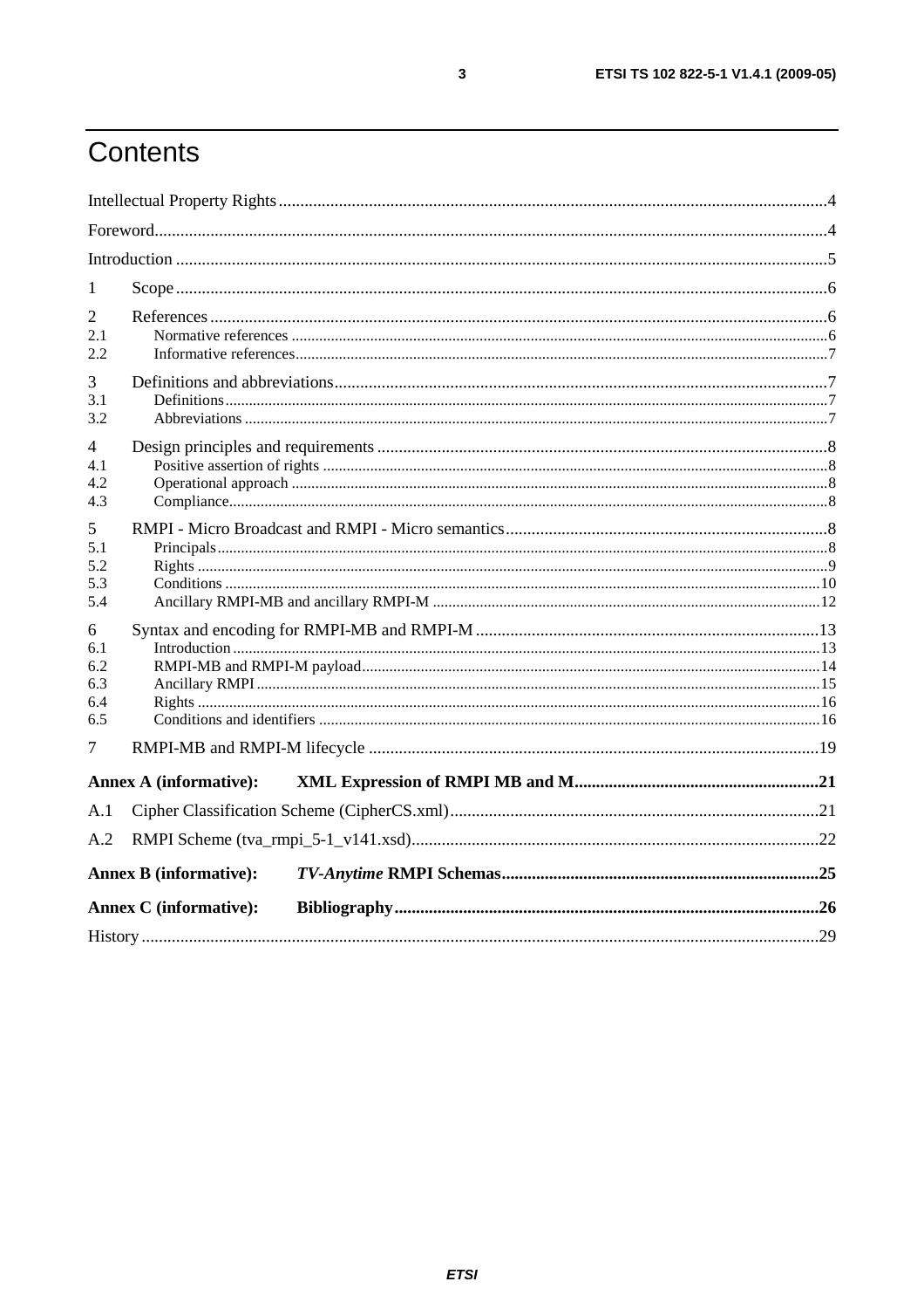# Contents

Intellectual Property Rights ....................................................................................................................................4

Foreword....................................................................................................................................................................4

Introduction ..............................................................................................................................................................5

1 Scope ......................................................................................................................................................................6

2 References ..............................................................................................................................................................6
2.1 Normative references .............................................................................................................................................6
2.2 Informative references............................................................................................................................................7

3 Definitions and abbreviations..................................................................................................................................7
3.1 Definitions...............................................................................................................................................................7
3.2 Abbreviations ..........................................................................................................................................................7

4 Design principles and requirements ........................................................................................................................8
4.1 Positive assertion of rights .....................................................................................................................................8
4.2 Operational approach .............................................................................................................................................8
4.3 Compliance.............................................................................................................................................................8

5 RMPI - Micro Broadcast and RMPI - Micro semantics...........................................................................................8
5.1 Principals................................................................................................................................................................8
5.2 Rights .....................................................................................................................................................................9
5.3 Conditions .............................................................................................................................................................10
5.4 Ancillary RMPI-MB and ancillary RMPI-M .........................................................................................................12

6 Syntax and encoding for RMPI-MB and RMPI-M ................................................................................................13
6.1 Introduction...........................................................................................................................................................13
6.2 RMPI-MB and RMPI-M payload..........................................................................................................................14
6.3 Ancillary RMPI .....................................................................................................................................................15
6.4 Rights ....................................................................................................................................................................16
6.5 Conditions and identifiers .....................................................................................................................................16

7 RMPI-MB and RMPI-M lifecycle .........................................................................................................................19

**Annex A (informative): XML Expression of RMPI MB and M.........................................................21**

A.1 Cipher Classification Scheme (CipherCS.xml).....................................................................................21

A.2 RMPI Scheme (tva_rmpi_5-1_v141.xsd)..............................................................................................22

**Annex B (informative): *TV-Anytime* RMPI Schemas...........................................................................25**

**Annex C (informative): Bibliography...................................................................................................26**

History ....................................................................................................................................................................29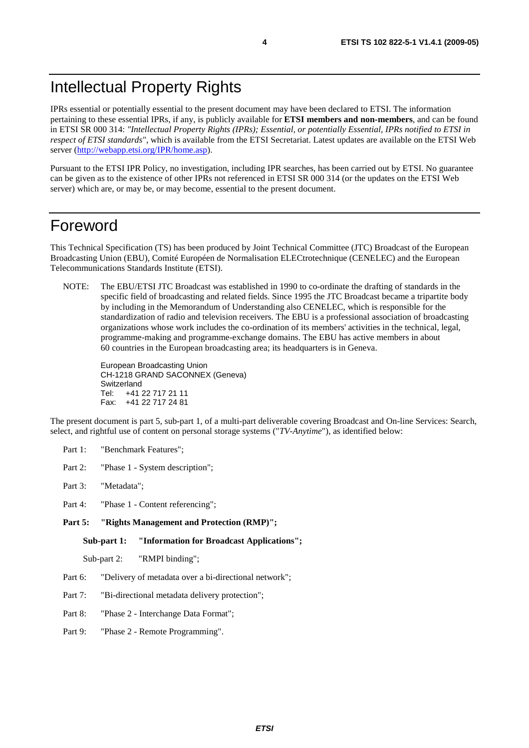# Intellectual Property Rights

IPRs essential or potentially essential to the present document may have been declared to ETSI. The information pertaining to these essential IPRs, if any, is publicly available for **ETSI members and non-members**, and can be found in ETSI SR 000 314: *"Intellectual Property Rights (IPRs); Essential, or potentially Essential, IPRs notified to ETSI in respect of ETSI standards"*, which is available from the ETSI Secretariat. Latest updates are available on the ETSI Web server (http://webapp.etsi.org/IPR/home.asp).

Pursuant to the ETSI IPR Policy, no investigation, including IPR searches, has been carried out by ETSI. No guarantee can be given as to the existence of other IPRs not referenced in ETSI SR 000 314 (or the updates on the ETSI Web server) which are, or may be, or may become, essential to the present document.

# Foreword

This Technical Specification (TS) has been produced by Joint Technical Committee (JTC) Broadcast of the European Broadcasting Union (EBU), Comité Européen de Normalisation ELECtrotechnique (CENELEC) and the European Telecommunications Standards Institute (ETSI).

NOTE: The EBU/ETSI JTC Broadcast was established in 1990 to co-ordinate the drafting of standards in the specific field of broadcasting and related fields. Since 1995 the JTC Broadcast became a tripartite body by including in the Memorandum of Understanding also CENELEC, which is responsible for the standardization of radio and television receivers. The EBU is a professional association of broadcasting organizations whose work includes the co-ordination of its members' activities in the technical, legal, programme-making and programme-exchange domains. The EBU has active members in about 60 countries in the European broadcasting area; its headquarters is in Geneva.

European Broadcasting Union
CH-1218 GRAND SACONNEX (Geneva)
Switzerland
Tel: +41 22 717 21 11
Fax: +41 22 717 24 81

The present document is part 5, sub-part 1, of a multi-part deliverable covering Broadcast and On-line Services: Search, select, and rightful use of content on personal storage systems ("*TV-Anytime*"), as identified below:

Part 1: "Benchmark Features";

Part 2: "Phase 1 - System description";

Part 3: "Metadata";

Part 4: "Phase 1 - Content referencing";

**Part 5: "Rights Management and Protection (RMP)";**

**Sub-part 1: "Information for Broadcast Applications";**

Sub-part 2: "RMPI binding";

Part 6: "Delivery of metadata over a bi-directional network";

Part 7: "Bi-directional metadata delivery protection";

Part 8: "Phase 2 - Interchange Data Format";

Part 9: "Phase 2 - Remote Programming".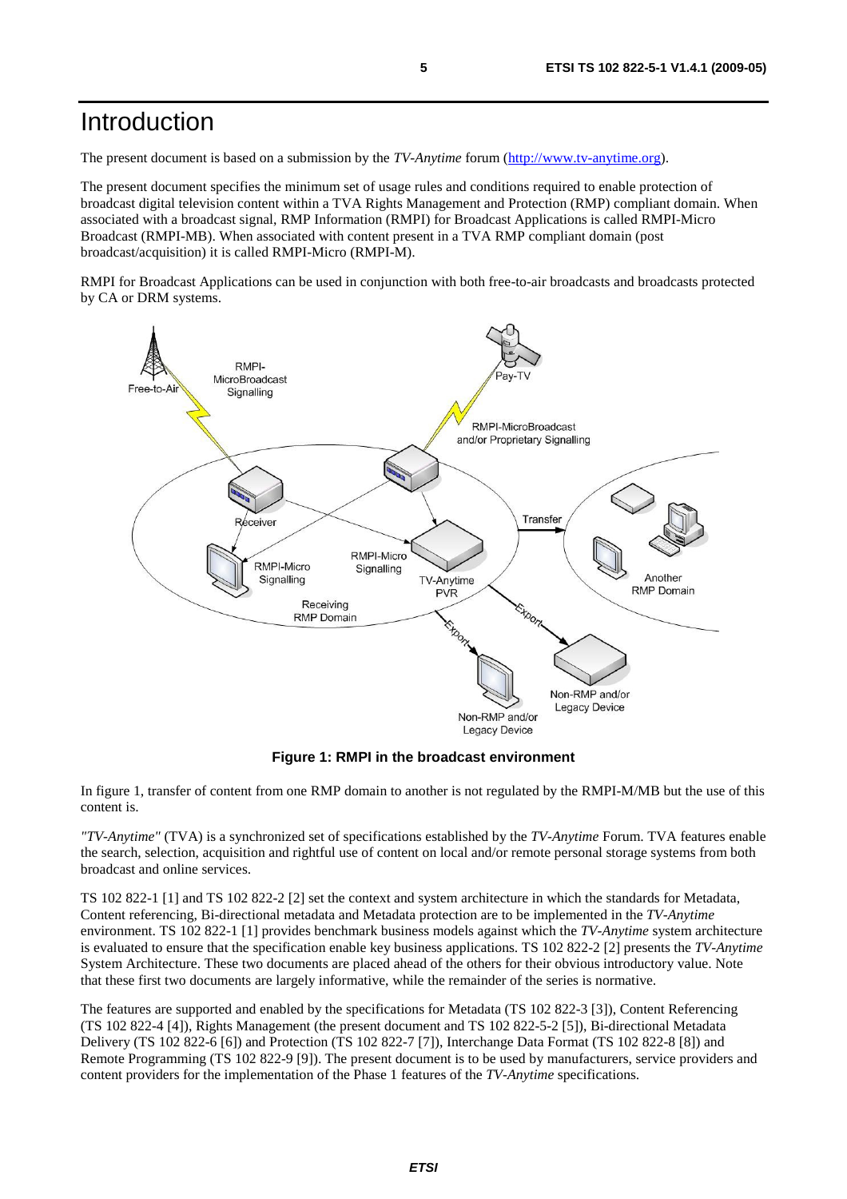# Introduction

The present document is based on a submission by the *TV-Anytime* forum (http://www.tv-anytime.org).

The present document specifies the minimum set of usage rules and conditions required to enable protection of broadcast digital television content within a TVA Rights Management and Protection (RMP) compliant domain. When associated with a broadcast signal, RMP Information (RMPI) for Broadcast Applications is called RMPI-Micro Broadcast (RMPI-MB). When associated with content present in a TVA RMP compliant domain (post broadcast/acquisition) it is called RMPI-Micro (RMPI-M).

RMPI for Broadcast Applications can be used in conjunction with both free-to-air broadcasts and broadcasts protected by CA or DRM systems.

**Figure 1: RMPI in the broadcast environment**

In figure 1, transfer of content from one RMP domain to another is not regulated by the RMPI-M/MB but the use of this content is.

*"TV-Anytime"* (TVA) is a synchronized set of specifications established by the *TV-Anytime* Forum. TVA features enable the search, selection, acquisition and rightful use of content on local and/or remote personal storage systems from both broadcast and online services.

TS 102 822-1 [1] and TS 102 822-2 [2] set the context and system architecture in which the standards for Metadata, Content referencing, Bi-directional metadata and Metadata protection are to be implemented in the *TV-Anytime* environment. TS 102 822-1 [1] provides benchmark business models against which the *TV-Anytime* system architecture is evaluated to ensure that the specification enable key business applications. TS 102 822-2 [2] presents the *TV-Anytime* System Architecture. These two documents are placed ahead of the others for their obvious introductory value. Note that these first two documents are largely informative, while the remainder of the series is normative.

The features are supported and enabled by the specifications for Metadata (TS 102 822-3 [3]), Content Referencing (TS 102 822-4 [4]), Rights Management (the present document and TS 102 822-5-2 [5]), Bi-directional Metadata Delivery (TS 102 822-6 [6]) and Protection (TS 102 822-7 [7]), Interchange Data Format (TS 102 822-8 [8]) and Remote Programming (TS 102 822-9 [9]). The present document is to be used by manufacturers, service providers and content providers for the implementation of the Phase 1 features of the *TV-Anytime* specifications.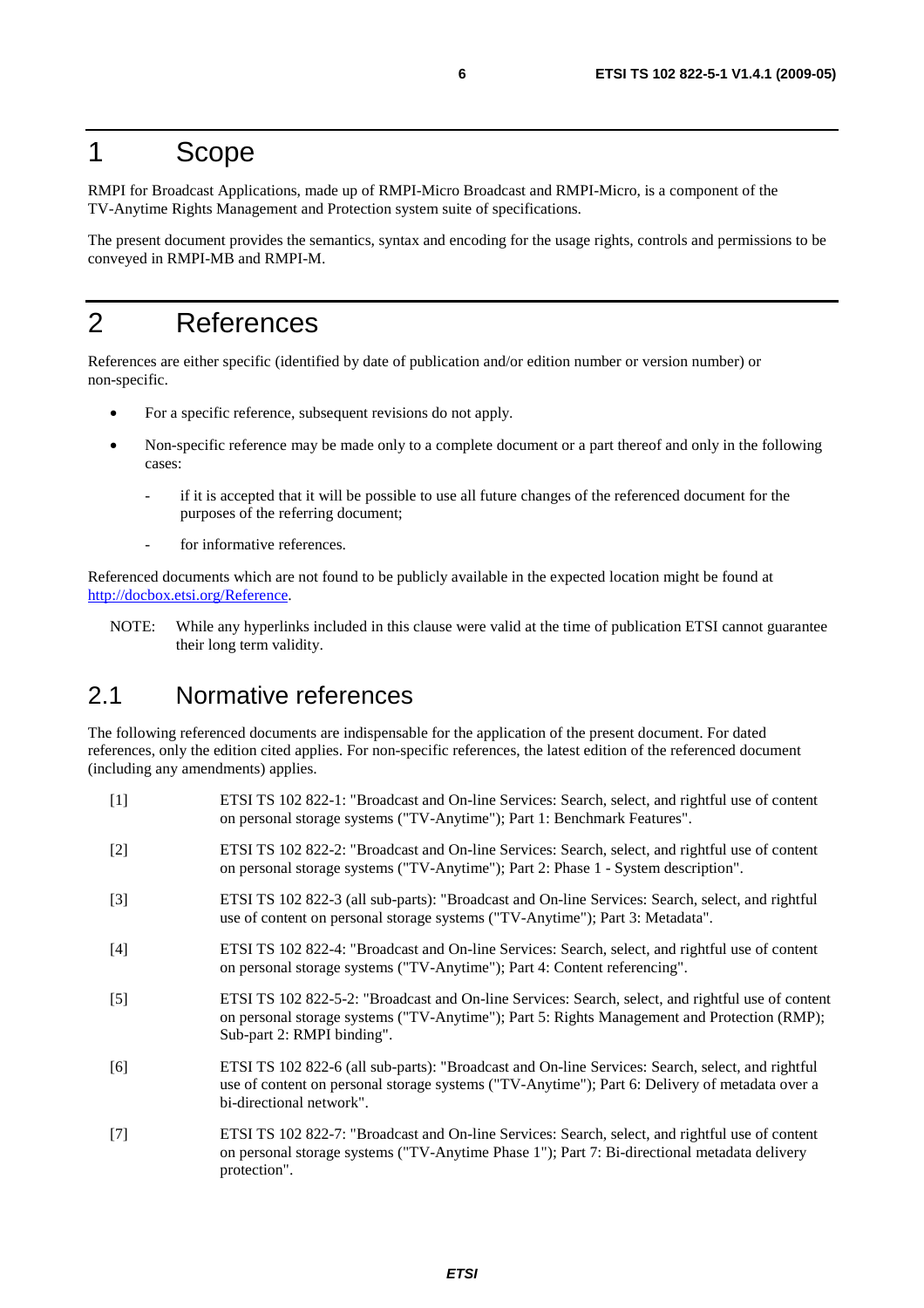# 1 Scope

RMPI for Broadcast Applications, made up of RMPI-Micro Broadcast and RMPI-Micro, is a component of the TV-Anytime Rights Management and Protection system suite of specifications.

The present document provides the semantics, syntax and encoding for the usage rights, controls and permissions to be conveyed in RMPI-MB and RMPI-M.

# 2 References

References are either specific (identified by date of publication and/or edition number or version number) or non-specific.

- For a specific reference, subsequent revisions do not apply.
- Non-specific reference may be made only to a complete document or a part thereof and only in the following cases:
  - if it is accepted that it will be possible to use all future changes of the referenced document for the purposes of the referring document;
  - for informative references.

Referenced documents which are not found to be publicly available in the expected location might be found at http://docbox.etsi.org/Reference.

NOTE: While any hyperlinks included in this clause were valid at the time of publication ETSI cannot guarantee their long term validity.

## 2.1 Normative references

The following referenced documents are indispensable for the application of the present document. For dated references, only the edition cited applies. For non-specific references, the latest edition of the referenced document (including any amendments) applies.

[1] ETSI TS 102 822-1: "Broadcast and On-line Services: Search, select, and rightful use of content on personal storage systems ("TV-Anytime"); Part 1: Benchmark Features".

[2] ETSI TS 102 822-2: "Broadcast and On-line Services: Search, select, and rightful use of content on personal storage systems ("TV-Anytime"); Part 2: Phase 1 - System description".

[3] ETSI TS 102 822-3 (all sub-parts): "Broadcast and On-line Services: Search, select, and rightful use of content on personal storage systems ("TV-Anytime"); Part 3: Metadata".

[4] ETSI TS 102 822-4: "Broadcast and On-line Services: Search, select, and rightful use of content on personal storage systems ("TV-Anytime"); Part 4: Content referencing".

[5] ETSI TS 102 822-5-2: "Broadcast and On-line Services: Search, select, and rightful use of content on personal storage systems ("TV-Anytime"); Part 5: Rights Management and Protection (RMP); Sub-part 2: RMPI binding".

[6] ETSI TS 102 822-6 (all sub-parts): "Broadcast and On-line Services: Search, select, and rightful use of content on personal storage systems ("TV-Anytime"); Part 6: Delivery of metadata over a bi-directional network".

[7] ETSI TS 102 822-7: "Broadcast and On-line Services: Search, select, and rightful use of content on personal storage systems ("TV-Anytime Phase 1"); Part 7: Bi-directional metadata delivery protection".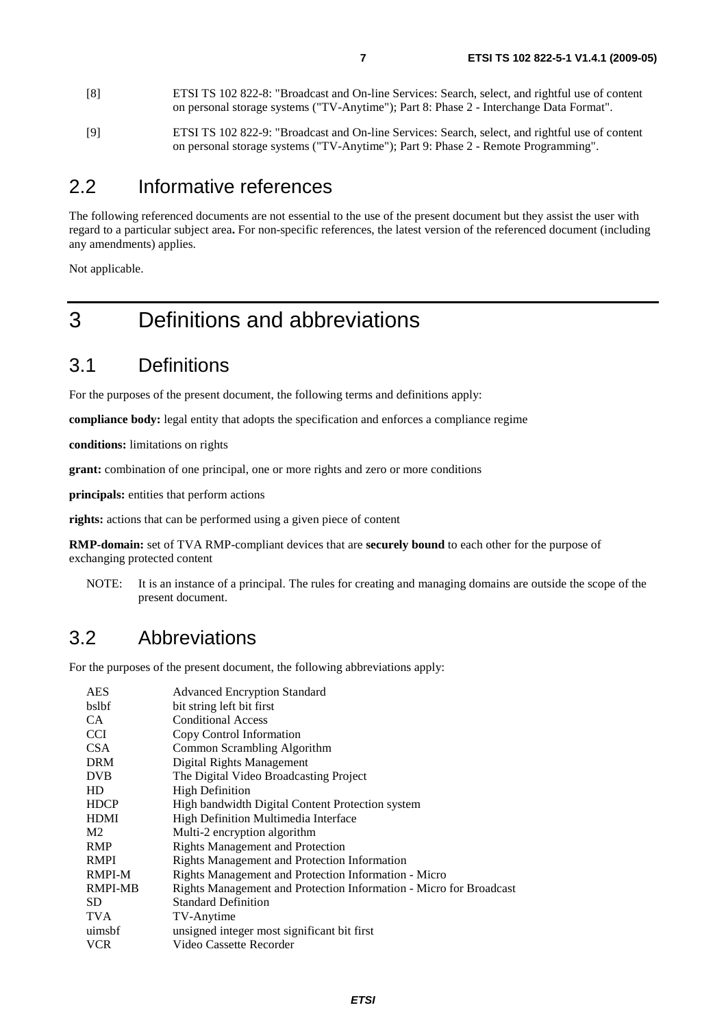[8] ETSI TS 102 822-8: "Broadcast and On-line Services: Search, select, and rightful use of content on personal storage systems ("TV-Anytime"); Part 8: Phase 2 - Interchange Data Format".

[9] ETSI TS 102 822-9: "Broadcast and On-line Services: Search, select, and rightful use of content on personal storage systems ("TV-Anytime"); Part 9: Phase 2 - Remote Programming".

## 2.2 Informative references

The following referenced documents are not essential to the use of the present document but they assist the user with regard to a particular subject area**.** For non-specific references, the latest version of the referenced document (including any amendments) applies.

Not applicable.

# 3 Definitions and abbreviations

## 3.1 Definitions

For the purposes of the present document, the following terms and definitions apply:

**compliance body:** legal entity that adopts the specification and enforces a compliance regime

**conditions:** limitations on rights

**grant:** combination of one principal, one or more rights and zero or more conditions

**principals:** entities that perform actions

**rights:** actions that can be performed using a given piece of content

**RMP-domain:** set of TVA RMP-compliant devices that are **securely bound** to each other for the purpose of exchanging protected content

NOTE: It is an instance of a principal. The rules for creating and managing domains are outside the scope of the present document.

## 3.2 Abbreviations

For the purposes of the present document, the following abbreviations apply:

AES Advanced Encryption Standard
bslbf bit string left bit first
CA Conditional Access
CCI Copy Control Information
CSA Common Scrambling Algorithm
DRM Digital Rights Management
DVB The Digital Video Broadcasting Project
HD High Definition
HDCP High bandwidth Digital Content Protection system
HDMI High Definition Multimedia Interface
M2 Multi-2 encryption algorithm
RMP Rights Management and Protection
RMPI Rights Management and Protection Information
RMPI-M Rights Management and Protection Information - Micro
RMPI-MB Rights Management and Protection Information - Micro for Broadcast
SD Standard Definition
TVA TV-Anytime
uimsbf unsigned integer most significant bit first
VCR Video Cassette Recorder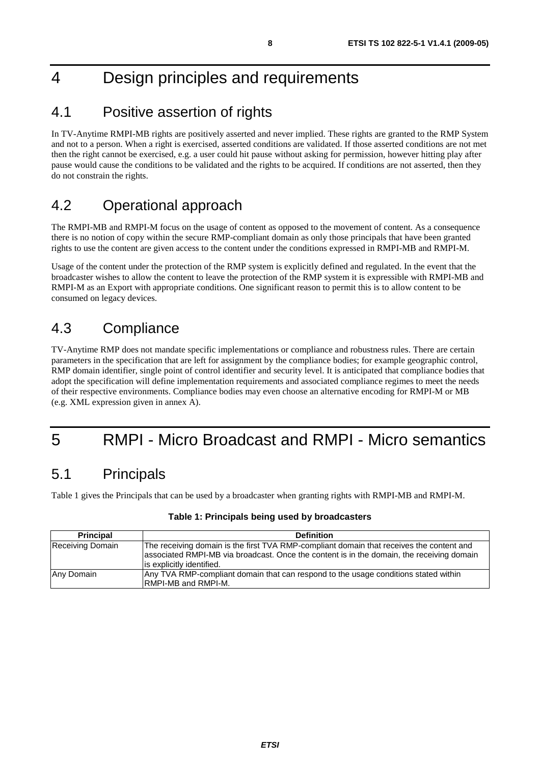# 4 Design principles and requirements

## 4.1 Positive assertion of rights

In TV-Anytime RMPI-MB rights are positively asserted and never implied. These rights are granted to the RMP System and not to a person. When a right is exercised, asserted conditions are validated. If those asserted conditions are not met then the right cannot be exercised, e.g. a user could hit pause without asking for permission, however hitting play after pause would cause the conditions to be validated and the rights to be acquired. If conditions are not asserted, then they do not constrain the rights.

## 4.2 Operational approach

The RMPI-MB and RMPI-M focus on the usage of content as opposed to the movement of content. As a consequence there is no notion of copy within the secure RMP-compliant domain as only those principals that have been granted rights to use the content are given access to the content under the conditions expressed in RMPI-MB and RMPI-M.

Usage of the content under the protection of the RMP system is explicitly defined and regulated. In the event that the broadcaster wishes to allow the content to leave the protection of the RMP system it is expressible with RMPI-MB and RMPI-M as an Export with appropriate conditions. One significant reason to permit this is to allow content to be consumed on legacy devices.

## 4.3 Compliance

TV-Anytime RMP does not mandate specific implementations or compliance and robustness rules. There are certain parameters in the specification that are left for assignment by the compliance bodies; for example geographic control, RMP domain identifier, single point of control identifier and security level. It is anticipated that compliance bodies that adopt the specification will define implementation requirements and associated compliance regimes to meet the needs of their respective environments. Compliance bodies may even choose an alternative encoding for RMPI-M or MB (e.g. XML expression given in annex A).

# 5 RMPI - Micro Broadcast and RMPI - Micro semantics

## 5.1 Principals

Table 1 gives the Principals that can be used by a broadcaster when granting rights with RMPI-MB and RMPI-M.

**Table 1: Principals being used by broadcasters**

| Principal | Definition |
|---|---|
| Receiving Domain | The receiving domain is the first TVA RMP-compliant domain that receives the content and associated RMPI-MB via broadcast. Once the content is in the domain, the receiving domain is explicitly identified. |
| Any Domain | Any TVA RMP-compliant domain that can respond to the usage conditions stated within RMPI-MB and RMPI-M. |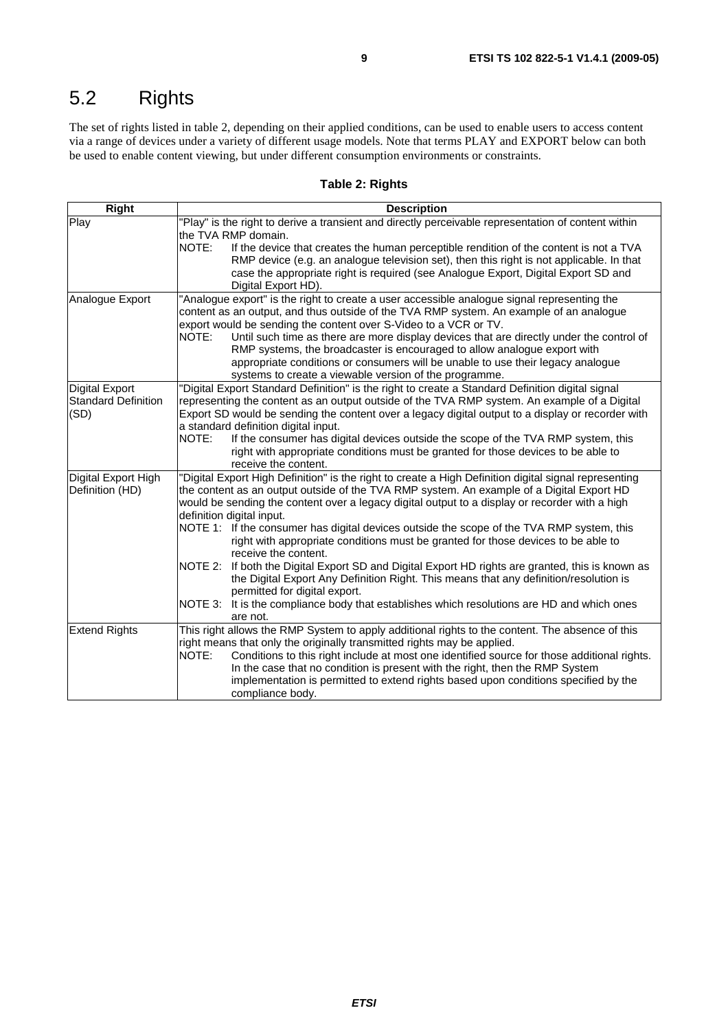# 5.2 Rights

The set of rights listed in table 2, depending on their applied conditions, can be used to enable users to access content via a range of devices under a variety of different usage models. Note that terms PLAY and EXPORT below can both be used to enable content viewing, but under different consumption environments or constraints.

**Table 2: Rights**

| Right | Description |
|---|---|
| Play | "Play" is the right to derive a transient and directly perceivable representation of content within the TVA RMP domain.<br>NOTE: If the device that creates the human perceptible rendition of the content is not a TVA RMP device (e.g. an analogue television set), then this right is not applicable. In that case the appropriate right is required (see Analogue Export, Digital Export SD and Digital Export HD). |
| Analogue Export | "Analogue export" is the right to create a user accessible analogue signal representing the content as an output, and thus outside of the TVA RMP system. An example of an analogue export would be sending the content over S-Video to a VCR or TV.<br>NOTE: Until such time as there are more display devices that are directly under the control of RMP systems, the broadcaster is encouraged to allow analogue export with appropriate conditions or consumers will be unable to use their legacy analogue systems to create a viewable version of the programme. |
| Digital Export Standard Definition (SD) | "Digital Export Standard Definition" is the right to create a Standard Definition digital signal representing the content as an output outside of the TVA RMP system. An example of a Digital Export SD would be sending the content over a legacy digital output to a display or recorder with a standard definition digital input.<br>NOTE: If the consumer has digital devices outside the scope of the TVA RMP system, this right with appropriate conditions must be granted for those devices to be able to receive the content. |
| Digital Export High Definition (HD) | "Digital Export High Definition" is the right to create a High Definition digital signal representing the content as an output outside of the TVA RMP system. An example of a Digital Export HD would be sending the content over a legacy digital output to a display or recorder with a high definition digital input.<br>NOTE 1: If the consumer has digital devices outside the scope of the TVA RMP system, this right with appropriate conditions must be granted for those devices to be able to receive the content.<br>NOTE 2: If both the Digital Export SD and Digital Export HD rights are granted, this is known as the Digital Export Any Definition Right. This means that any definition/resolution is permitted for digital export.<br>NOTE 3: It is the compliance body that establishes which resolutions are HD and which ones are not. |
| Extend Rights | This right allows the RMP System to apply additional rights to the content. The absence of this right means that only the originally transmitted rights may be applied.<br>NOTE: Conditions to this right include at most one identified source for those additional rights. In the case that no condition is present with the right, then the RMP System implementation is permitted to extend rights based upon conditions specified by the compliance body. |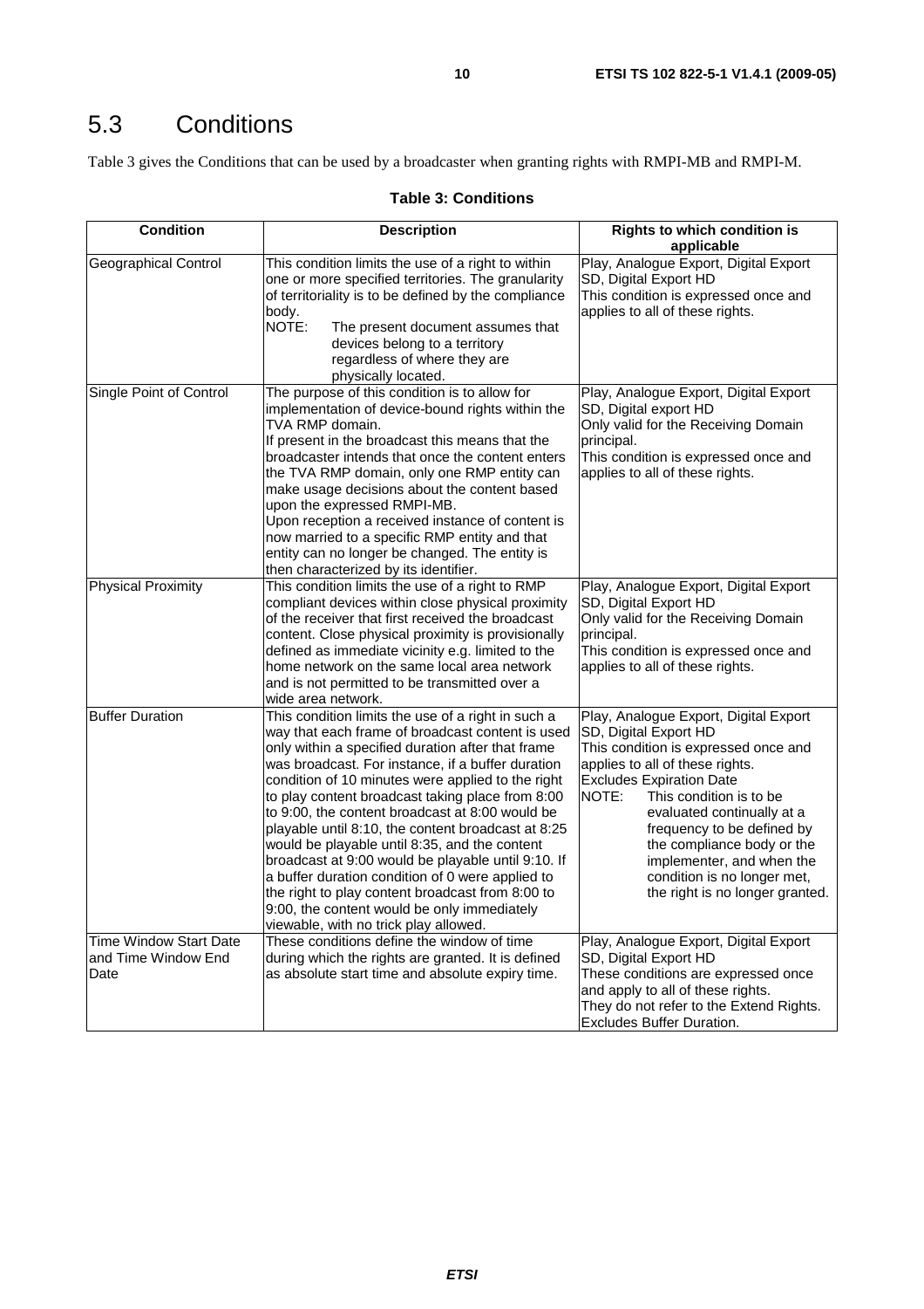# 5.3 Conditions

Table 3 gives the Conditions that can be used by a broadcaster when granting rights with RMPI-MB and RMPI-M.

**Table 3: Conditions**

| Condition | Description | Rights to which condition is applicable |
|---|---|---|
| Geographical Control | This condition limits the use of a right to within one or more specified territories. The granularity of territoriality is to be defined by the compliance body.<br>NOTE: The present document assumes that devices belong to a territory regardless of where they are physically located. | Play, Analogue Export, Digital Export SD, Digital Export HD<br>This condition is expressed once and applies to all of these rights. |
| Single Point of Control | The purpose of this condition is to allow for implementation of device-bound rights within the TVA RMP domain.<br>If present in the broadcast this means that the broadcaster intends that once the content enters the TVA RMP domain, only one RMP entity can make usage decisions about the content based upon the expressed RMPI-MB.<br>Upon reception a received instance of content is now married to a specific RMP entity and that entity can no longer be changed. The entity is then characterized by its identifier. | Play, Analogue Export, Digital Export SD, Digital export HD<br>Only valid for the Receiving Domain principal.<br>This condition is expressed once and applies to all of these rights. |
| Physical Proximity | This condition limits the use of a right to RMP compliant devices within close physical proximity of the receiver that first received the broadcast content. Close physical proximity is provisionally defined as immediate vicinity e.g. limited to the home network on the same local area network and is not permitted to be transmitted over a wide area network. | Play, Analogue Export, Digital Export SD, Digital Export HD<br>Only valid for the Receiving Domain principal.<br>This condition is expressed once and applies to all of these rights. |
| Buffer Duration | This condition limits the use of a right in such a way that each frame of broadcast content is used only within a specified duration after that frame was broadcast. For instance, if a buffer duration condition of 10 minutes were applied to the right to play content broadcast taking place from 8:00 to 9:00, the content broadcast at 8:00 would be playable until 8:10, the content broadcast at 8:25 would be playable until 8:35, and the content broadcast at 9:00 would be playable until 9:10. If a buffer duration condition of 0 were applied to the right to play content broadcast from 8:00 to 9:00, the content would be only immediately viewable, with no trick play allowed. | Play, Analogue Export, Digital Export SD, Digital Export HD<br>This condition is expressed once and applies to all of these rights.<br>Excludes Expiration Date<br>NOTE: This condition is to be evaluated continually at a frequency to be defined by the compliance body or the implementer, and when the condition is no longer met, the right is no longer granted. |
| Time Window Start Date and Time Window End Date | These conditions define the window of time during which the rights are granted. It is defined as absolute start time and absolute expiry time. | Play, Analogue Export, Digital Export SD, Digital Export HD<br>These conditions are expressed once and apply to all of these rights.<br>They do not refer to the Extend Rights.<br>Excludes Buffer Duration. |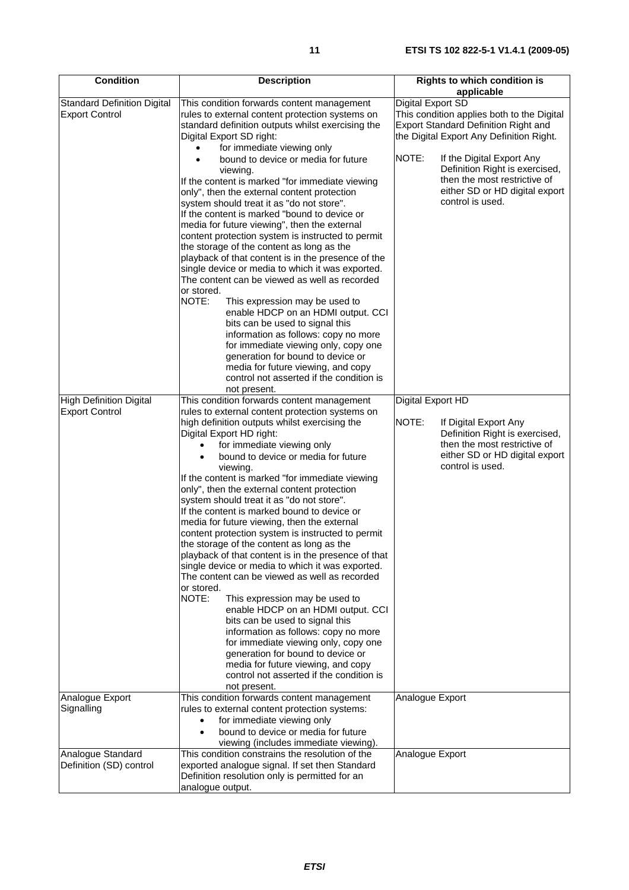| Condition | Description | Rights to which condition is applicable |
| --- | --- | --- |
| Standard Definition Digital Export Control | This condition forwards content management rules to external content protection systems on standard definition outputs whilst exercising the Digital Export SD right: <br>• for immediate viewing only <br>• bound to device or media for future viewing. <br>If the content is marked "for immediate viewing only", then the external content protection system should treat it as "do not store". <br>If the content is marked "bound to device or media for future viewing", then the external content protection system is instructed to permit the storage of the content as long as the playback of that content is in the presence of the single device or media to which it was exported. The content can be viewed as well as recorded or stored. <br>NOTE: This expression may be used to enable HDCP on an HDMI output. CCI bits can be used to signal this information as follows: copy no more for immediate viewing only, copy one generation for bound to device or media for future viewing, and copy control not asserted if the condition is not present. | Digital Export SD <br>This condition applies both to the Digital Export Standard Definition Right and the Digital Export Any Definition Right. <br>NOTE: If the Digital Export Any Definition Right is exercised, then the most restrictive of either SD or HD digital export control is used. |
| High Definition Digital Export Control | This condition forwards content management rules to external content protection systems on high definition outputs whilst exercising the Digital Export HD right: <br>• for immediate viewing only <br>• bound to device or media for future viewing. <br>If the content is marked "for immediate viewing only", then the external content protection system should treat it as "do not store". <br>If the content is marked bound to device or media for future viewing, then the external content protection system is instructed to permit the storage of the content as long as the playback of that content is in the presence of that single device or media to which it was exported. The content can be viewed as well as recorded or stored. <br>NOTE: This expression may be used to enable HDCP on an HDMI output. CCI bits can be used to signal this information as follows: copy no more for immediate viewing only, copy one generation for bound to device or media for future viewing, and copy control not asserted if the condition is not present. | Digital Export HD <br>NOTE: If Digital Export Any Definition Right is exercised, then the most restrictive of either SD or HD digital export control is used. |
| Analogue Export Signalling | This condition forwards content management rules to external content protection systems: <br>• for immediate viewing only <br>• bound to device or media for future viewing (includes immediate viewing). | Analogue Export |
| Analogue Standard Definition (SD) control | This condition constrains the resolution of the exported analogue signal. If set then Standard Definition resolution only is permitted for an analogue output. | Analogue Export |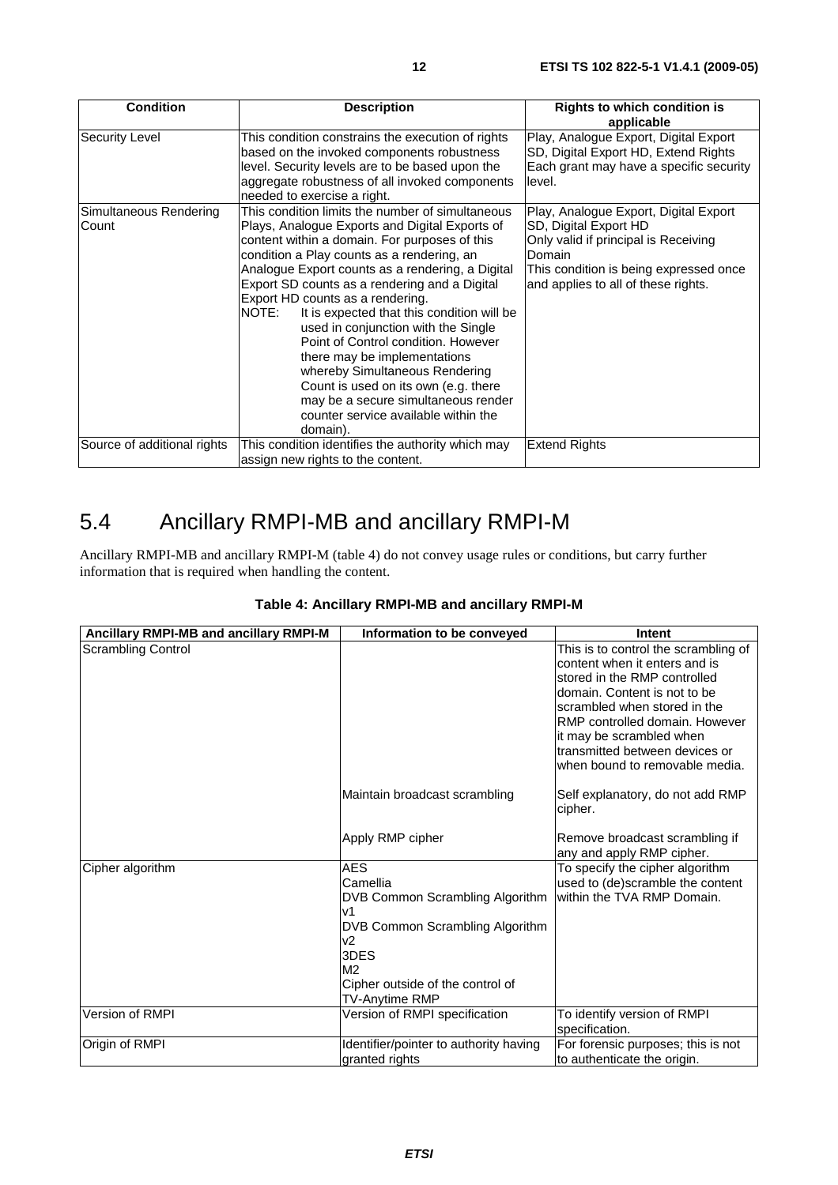| Condition | Description | Rights to which condition is applicable |
| --- | --- | --- |
| Security Level | This condition constrains the execution of rights based on the invoked components robustness level. Security levels are to be based upon the aggregate robustness of all invoked components needed to exercise a right. | Play, Analogue Export, Digital Export SD, Digital Export HD, Extend Rights<br>Each grant may have a specific security level. |
| Simultaneous Rendering Count | This condition limits the number of simultaneous Plays, Analogue Exports and Digital Exports of content within a domain. For purposes of this condition a Play counts as a rendering, an Analogue Export counts as a rendering, a Digital Export SD counts as a rendering and a Digital Export HD counts as a rendering.<br>NOTE: It is expected that this condition will be used in conjunction with the Single Point of Control condition. However there may be implementations whereby Simultaneous Rendering Count is used on its own (e.g. there may be a secure simultaneous render counter service available within the domain). | Play, Analogue Export, Digital Export SD, Digital Export HD<br>Only valid if principal is Receiving Domain<br>This condition is being expressed once and applies to all of these rights. |
| Source of additional rights | This condition identifies the authority which may assign new rights to the content. | Extend Rights |

## 5.4 Ancillary RMPI-MB and ancillary RMPI-M

Ancillary RMPI-MB and ancillary RMPI-M (table 4) do not convey usage rules or conditions, but carry further information that is required when handling the content.

**Table 4: Ancillary RMPI-MB and ancillary RMPI-M**

| Ancillary RMPI-MB and ancillary RMPI-M | Information to be conveyed | Intent |
| --- | --- | --- |
| Scrambling Control | | This is to control the scrambling of content when it enters and is stored in the RMP controlled domain. Content is not to be scrambled when stored in the RMP controlled domain. However it may be scrambled when transmitted between devices or when bound to removable media. |
| | Maintain broadcast scrambling | Self explanatory, do not add RMP cipher. |
| | Apply RMP cipher | Remove broadcast scrambling if any and apply RMP cipher. |
| Cipher algorithm | AES<br>Camellia<br>DVB Common Scrambling Algorithm v1<br>DVB Common Scrambling Algorithm v2<br>3DES<br>M2<br>Cipher outside of the control of TV-Anytime RMP | To specify the cipher algorithm used to (de)scramble the content within the TVA RMP Domain. |
| Version of RMPI | Version of RMPI specification | To identify version of RMPI specification. |
| Origin of RMPI | Identifier/pointer to authority having granted rights | For forensic purposes; this is not to authenticate the origin. |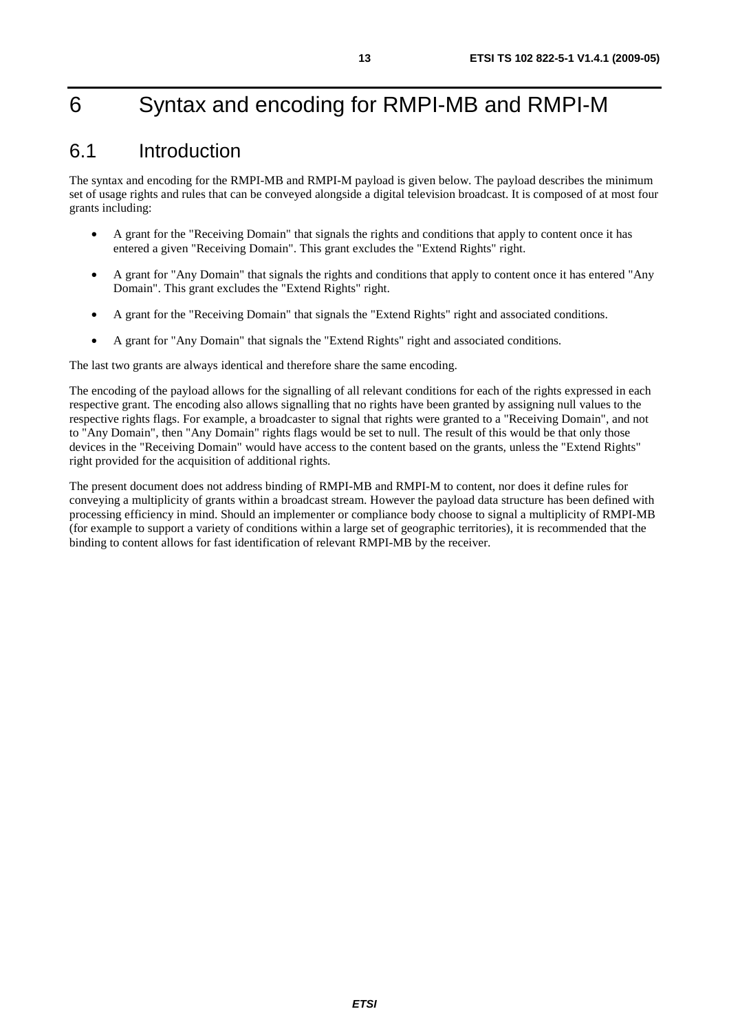# 6 Syntax and encoding for RMPI-MB and RMPI-M

## 6.1 Introduction

The syntax and encoding for the RMPI-MB and RMPI-M payload is given below. The payload describes the minimum set of usage rights and rules that can be conveyed alongside a digital television broadcast. It is composed of at most four grants including:

- A grant for the "Receiving Domain" that signals the rights and conditions that apply to content once it has entered a given "Receiving Domain". This grant excludes the "Extend Rights" right.
- A grant for "Any Domain" that signals the rights and conditions that apply to content once it has entered "Any Domain". This grant excludes the "Extend Rights" right.
- A grant for the "Receiving Domain" that signals the "Extend Rights" right and associated conditions.
- A grant for "Any Domain" that signals the "Extend Rights" right and associated conditions.

The last two grants are always identical and therefore share the same encoding.

The encoding of the payload allows for the signalling of all relevant conditions for each of the rights expressed in each respective grant. The encoding also allows signalling that no rights have been granted by assigning null values to the respective rights flags. For example, a broadcaster to signal that rights were granted to a "Receiving Domain", and not to "Any Domain", then "Any Domain" rights flags would be set to null. The result of this would be that only those devices in the "Receiving Domain" would have access to the content based on the grants, unless the "Extend Rights" right provided for the acquisition of additional rights.

The present document does not address binding of RMPI-MB and RMPI-M to content, nor does it define rules for conveying a multiplicity of grants within a broadcast stream. However the payload data structure has been defined with processing efficiency in mind. Should an implementer or compliance body choose to signal a multiplicity of RMPI-MB (for example to support a variety of conditions within a large set of geographic territories), it is recommended that the binding to content allows for fast identification of relevant RMPI-MB by the receiver.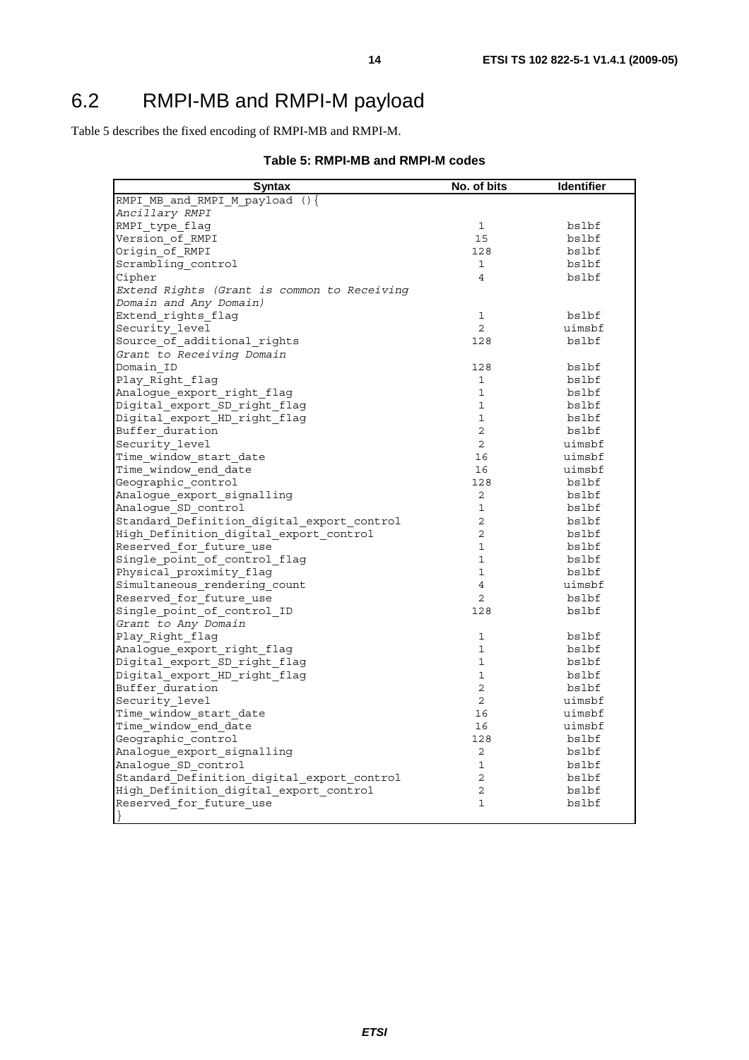## 6.2 RMPI-MB and RMPI-M payload

Table 5 describes the fixed encoding of RMPI-MB and RMPI-M.

**Table 5: RMPI-MB and RMPI-M codes**

| Syntax | No. of bits | Identifier |
|---|---|---|
| RMPI_MB_and_RMPI_M_payload (){ | | |
| *Ancillary RMPI* | | |
| RMPI_type_flag | 1 | bslbf |
| Version_of_RMPI | 15 | bslbf |
| Origin_of_RMPI | 128 | bslbf |
| Scrambling_control | 1 | bslbf |
| Cipher | 4 | bslbf |
| *Extend Rights (Grant is common to Receiving Domain and Any Domain)* | | |
| Extend_rights_flag | 1 | bslbf |
| Security_level | 2 | uimsbf |
| Source_of_additional_rights | 128 | bslbf |
| *Grant to Receiving Domain* | | |
| Domain_ID | 128 | bslbf |
| Play_Right_flag | 1 | bslbf |
| Analogue_export_right_flag | 1 | bslbf |
| Digital_export_SD_right_flag | 1 | bslbf |
| Digital_export_HD_right_flag | 1 | bslbf |
| Buffer_duration | 2 | bslbf |
| Security_level | 2 | uimsbf |
| Time_window_start_date | 16 | uimsbf |
| Time_window_end_date | 16 | uimsbf |
| Geographic_control | 128 | bslbf |
| Analogue_export_signalling | 2 | bslbf |
| Analogue_SD_control | 1 | bslbf |
| Standard_Definition_digital_export_control | 2 | bslbf |
| High_Definition_digital_export_control | 2 | bslbf |
| Reserved_for_future_use | 1 | bslbf |
| Single_point_of_control_flag | 1 | bslbf |
| Physical_proximity_flag | 1 | bslbf |
| Simultaneous_rendering_count | 4 | uimsbf |
| Reserved_for_future_use | 2 | bslbf |
| Single_point_of_control_ID | 128 | bslbf |
| *Grant to Any Domain* | | |
| Play_Right_flag | 1 | bslbf |
| Analogue_export_right_flag | 1 | bslbf |
| Digital_export_SD_right_flag | 1 | bslbf |
| Digital_export_HD_right_flag | 1 | bslbf |
| Buffer_duration | 2 | bslbf |
| Security_level | 2 | uimsbf |
| Time_window_start_date | 16 | uimsbf |
| Time_window_end_date | 16 | uimsbf |
| Geographic_control | 128 | bslbf |
| Analogue_export_signalling | 2 | bslbf |
| Analogue_SD_control | 1 | bslbf |
| Standard_Definition_digital_export_control | 2 | bslbf |
| High_Definition_digital_export_control | 2 | bslbf |
| Reserved_for_future_use | 1 | bslbf |
| } | | |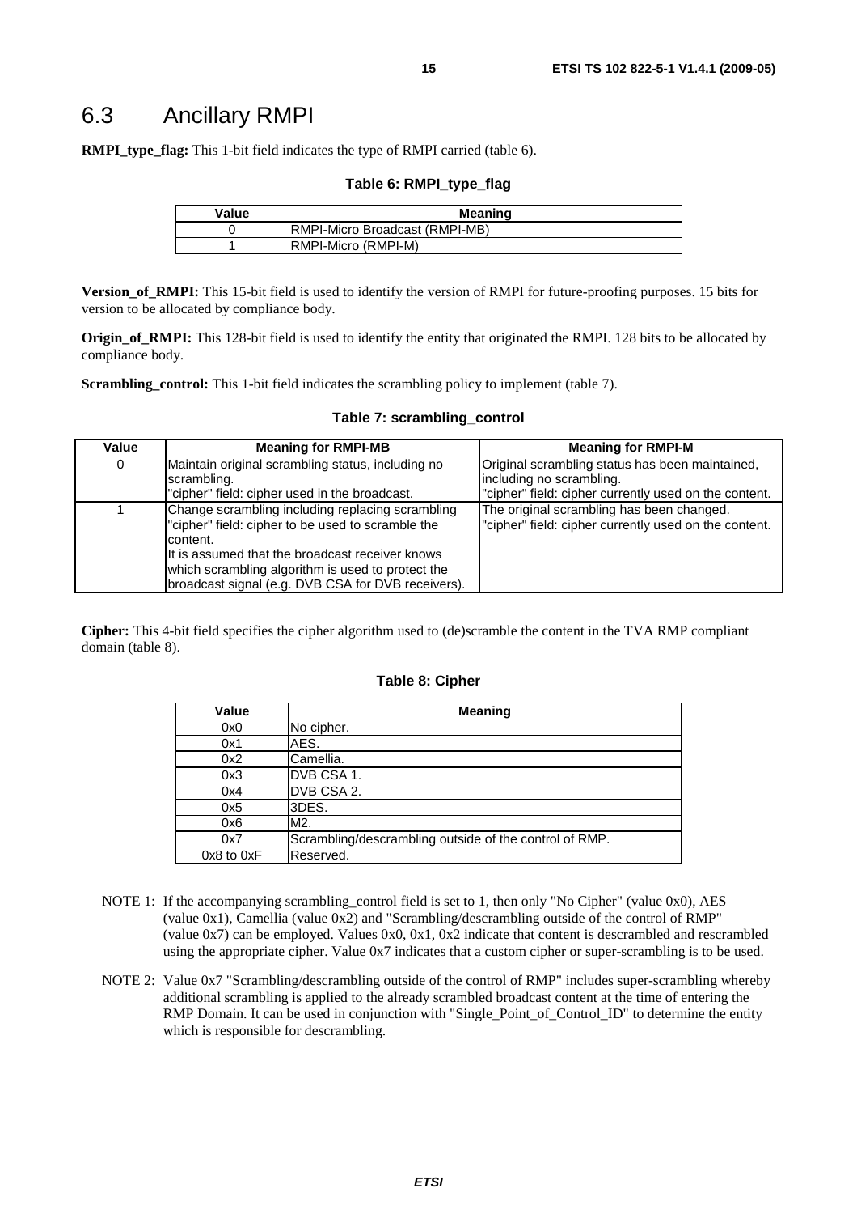## 6.3 Ancillary RMPI

**RMPI_type_flag:** This 1-bit field indicates the type of RMPI carried (table 6).

**Table 6: RMPI_type_flag**

| Value | Meaning |
| --- | --- |
| 0 | RMPI-Micro Broadcast (RMPI-MB) |
| 1 | RMPI-Micro (RMPI-M) |

**Version_of_RMPI:** This 15-bit field is used to identify the version of RMPI for future-proofing purposes. 15 bits for version to be allocated by compliance body.

**Origin_of_RMPI:** This 128-bit field is used to identify the entity that originated the RMPI. 128 bits to be allocated by compliance body.

**Scrambling_control:** This 1-bit field indicates the scrambling policy to implement (table 7).

**Table 7: scrambling_control**

| Value | Meaning for RMPI-MB | Meaning for RMPI-M |
| --- | --- | --- |
| 0 | Maintain original scrambling status, including no scrambling.<br>"cipher" field: cipher used in the broadcast. | Original scrambling status has been maintained, including no scrambling.<br>"cipher" field: cipher currently used on the content. |
| 1 | Change scrambling including replacing scrambling "cipher" field: cipher to be used to scramble the content.<br>It is assumed that the broadcast receiver knows which scrambling algorithm is used to protect the broadcast signal (e.g. DVB CSA for DVB receivers). | The original scrambling has been changed.<br>"cipher" field: cipher currently used on the content. |

**Cipher:** This 4-bit field specifies the cipher algorithm used to (de)scramble the content in the TVA RMP compliant domain (table 8).

**Table 8: Cipher**

| Value | Meaning |
| --- | --- |
| 0x0 | No cipher. |
| 0x1 | AES. |
| 0x2 | Camellia. |
| 0x3 | DVB CSA 1. |
| 0x4 | DVB CSA 2. |
| 0x5 | 3DES. |
| 0x6 | M2. |
| 0x7 | Scrambling/descrambling outside of the control of RMP. |
| 0x8 to 0xF | Reserved. |

NOTE 1: If the accompanying scrambling_control field is set to 1, then only "No Cipher" (value 0x0), AES (value 0x1), Camellia (value 0x2) and "Scrambling/descrambling outside of the control of RMP" (value 0x7) can be employed. Values 0x0, 0x1, 0x2 indicate that content is descrambled and rescrambled using the appropriate cipher. Value 0x7 indicates that a custom cipher or super-scrambling is to be used.

NOTE 2: Value 0x7 "Scrambling/descrambling outside of the control of RMP" includes super-scrambling whereby additional scrambling is applied to the already scrambled broadcast content at the time of entering the RMP Domain. It can be used in conjunction with "Single_Point_of_Control_ID" to determine the entity which is responsible for descrambling.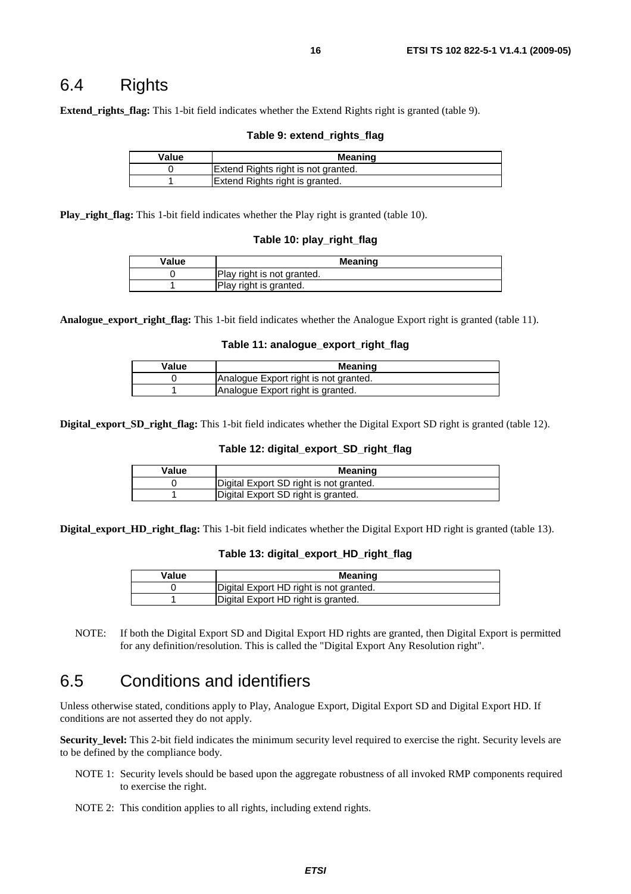## 6.4 Rights

**Extend_rights_flag:** This 1-bit field indicates whether the Extend Rights right is granted (table 9).

**Table 9: extend_rights_flag**

| Value | Meaning |
|---|---|
| 0 | Extend Rights right is not granted. |
| 1 | Extend Rights right is granted. |

**Play_right_flag:** This 1-bit field indicates whether the Play right is granted (table 10).

**Table 10: play_right_flag**

| Value | Meaning |
|---|---|
| 0 | Play right is not granted. |
| 1 | Play right is granted. |

**Analogue_export_right_flag:** This 1-bit field indicates whether the Analogue Export right is granted (table 11).

**Table 11: analogue_export_right_flag**

| Value | Meaning |
|---|---|
| 0 | Analogue Export right is not granted. |
| 1 | Analogue Export right is granted. |

**Digital_export_SD_right_flag:** This 1-bit field indicates whether the Digital Export SD right is granted (table 12).

**Table 12: digital_export_SD_right_flag**

| Value | Meaning |
|---|---|
| 0 | Digital Export SD right is not granted. |
| 1 | Digital Export SD right is granted. |

**Digital_export_HD_right_flag:** This 1-bit field indicates whether the Digital Export HD right is granted (table 13).

**Table 13: digital_export_HD_right_flag**

| Value | Meaning |
|---|---|
| 0 | Digital Export HD right is not granted. |
| 1 | Digital Export HD right is granted. |

NOTE: If both the Digital Export SD and Digital Export HD rights are granted, then Digital Export is permitted for any definition/resolution. This is called the "Digital Export Any Resolution right".

## 6.5 Conditions and identifiers

Unless otherwise stated, conditions apply to Play, Analogue Export, Digital Export SD and Digital Export HD. If conditions are not asserted they do not apply.

**Security_level:** This 2-bit field indicates the minimum security level required to exercise the right. Security levels are to be defined by the compliance body.

NOTE 1: Security levels should be based upon the aggregate robustness of all invoked RMP components required to exercise the right.

NOTE 2: This condition applies to all rights, including extend rights.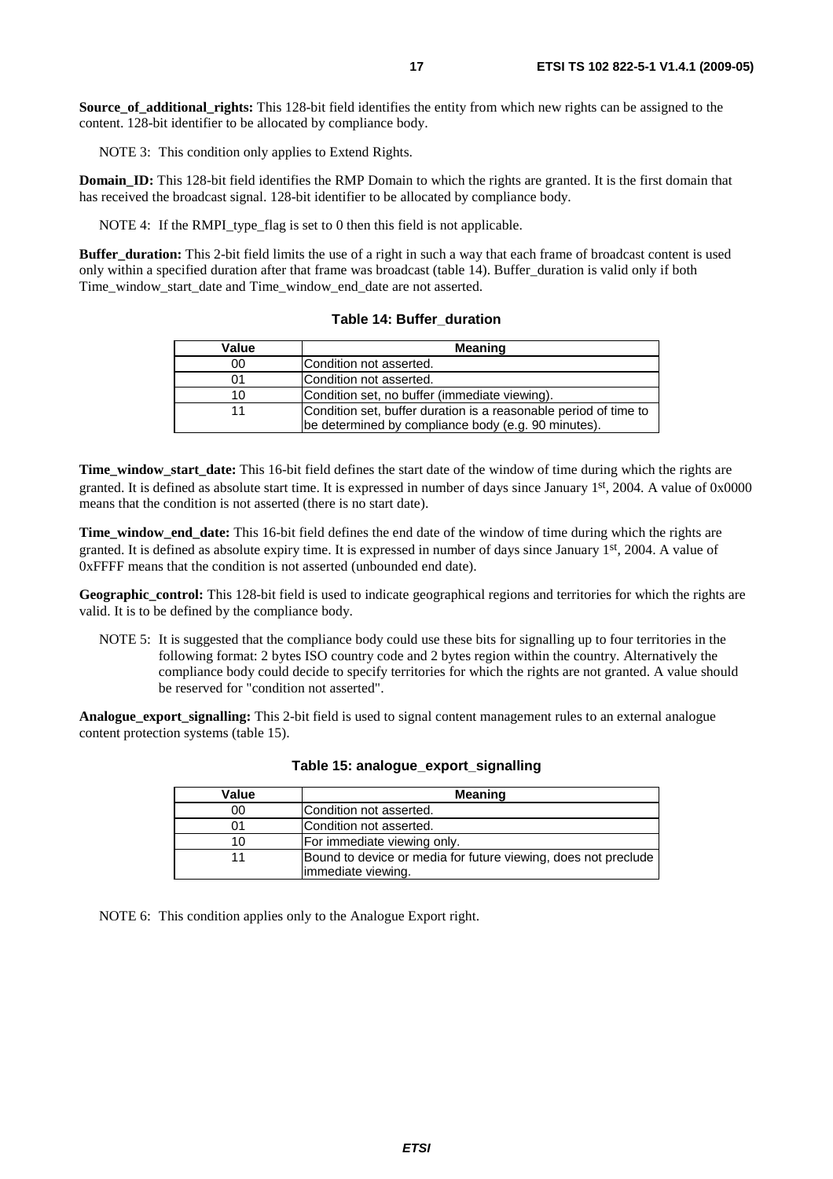**Source_of_additional_rights:** This 128-bit field identifies the entity from which new rights can be assigned to the content. 128-bit identifier to be allocated by compliance body.

NOTE 3: This condition only applies to Extend Rights.

**Domain_ID:** This 128-bit field identifies the RMP Domain to which the rights are granted. It is the first domain that has received the broadcast signal. 128-bit identifier to be allocated by compliance body.

NOTE 4: If the RMPI_type_flag is set to 0 then this field is not applicable.

**Buffer_duration:** This 2-bit field limits the use of a right in such a way that each frame of broadcast content is used only within a specified duration after that frame was broadcast (table 14). Buffer_duration is valid only if both Time_window_start_date and Time_window_end_date are not asserted.

**Table 14: Buffer_duration**

| Value | Meaning |
|---|---|
| 00 | Condition not asserted. |
| 01 | Condition not asserted. |
| 10 | Condition set, no buffer (immediate viewing). |
| 11 | Condition set, buffer duration is a reasonable period of time to be determined by compliance body (e.g. 90 minutes). |

**Time_window_start_date:** This 16-bit field defines the start date of the window of time during which the rights are granted. It is defined as absolute start time. It is expressed in number of days since January 1st, 2004. A value of 0x0000 means that the condition is not asserted (there is no start date).

**Time_window_end_date:** This 16-bit field defines the end date of the window of time during which the rights are granted. It is defined as absolute expiry time. It is expressed in number of days since January 1st, 2004. A value of 0xFFFF means that the condition is not asserted (unbounded end date).

**Geographic_control:** This 128-bit field is used to indicate geographical regions and territories for which the rights are valid. It is to be defined by the compliance body.

NOTE 5: It is suggested that the compliance body could use these bits for signalling up to four territories in the following format: 2 bytes ISO country code and 2 bytes region within the country. Alternatively the compliance body could decide to specify territories for which the rights are not granted. A value should be reserved for "condition not asserted".

**Analogue_export_signalling:** This 2-bit field is used to signal content management rules to an external analogue content protection systems (table 15).

**Table 15: analogue_export_signalling**

| Value | Meaning |
|---|---|
| 00 | Condition not asserted. |
| 01 | Condition not asserted. |
| 10 | For immediate viewing only. |
| 11 | Bound to device or media for future viewing, does not preclude immediate viewing. |

NOTE 6: This condition applies only to the Analogue Export right.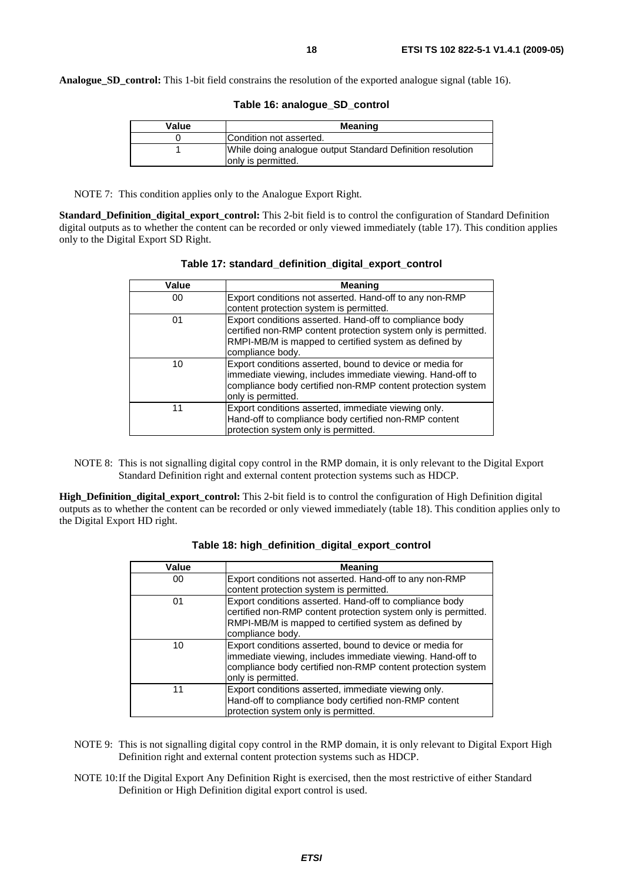**Analogue_SD_control:** This 1-bit field constrains the resolution of the exported analogue signal (table 16).

**Table 16: analogue_SD_control**

| Value | Meaning |
|---|---|
| 0 | Condition not asserted. |
| 1 | While doing analogue output Standard Definition resolution only is permitted. |

NOTE 7: This condition applies only to the Analogue Export Right.

**Standard_Definition_digital_export_control:** This 2-bit field is to control the configuration of Standard Definition digital outputs as to whether the content can be recorded or only viewed immediately (table 17). This condition applies only to the Digital Export SD Right.

**Table 17: standard_definition_digital_export_control**

| Value | Meaning |
|---|---|
| 00 | Export conditions not asserted. Hand-off to any non-RMP content protection system is permitted. |
| 01 | Export conditions asserted. Hand-off to compliance body certified non-RMP content protection system only is permitted. RMPI-MB/M is mapped to certified system as defined by compliance body. |
| 10 | Export conditions asserted, bound to device or media for immediate viewing, includes immediate viewing. Hand-off to compliance body certified non-RMP content protection system only is permitted. |
| 11 | Export conditions asserted, immediate viewing only. Hand-off to compliance body certified non-RMP content protection system only is permitted. |

NOTE 8: This is not signalling digital copy control in the RMP domain, it is only relevant to the Digital Export Standard Definition right and external content protection systems such as HDCP.

**High_Definition_digital_export_control:** This 2-bit field is to control the configuration of High Definition digital outputs as to whether the content can be recorded or only viewed immediately (table 18). This condition applies only to the Digital Export HD right.

**Table 18: high_definition_digital_export_control**

| Value | Meaning |
|---|---|
| 00 | Export conditions not asserted. Hand-off to any non-RMP content protection system is permitted. |
| 01 | Export conditions asserted. Hand-off to compliance body certified non-RMP content protection system only is permitted. RMPI-MB/M is mapped to certified system as defined by compliance body. |
| 10 | Export conditions asserted, bound to device or media for immediate viewing, includes immediate viewing. Hand-off to compliance body certified non-RMP content protection system only is permitted. |
| 11 | Export conditions asserted, immediate viewing only. Hand-off to compliance body certified non-RMP content protection system only is permitted. |

NOTE 9: This is not signalling digital copy control in the RMP domain, it is only relevant to Digital Export High Definition right and external content protection systems such as HDCP.

NOTE 10: If the Digital Export Any Definition Right is exercised, then the most restrictive of either Standard Definition or High Definition digital export control is used.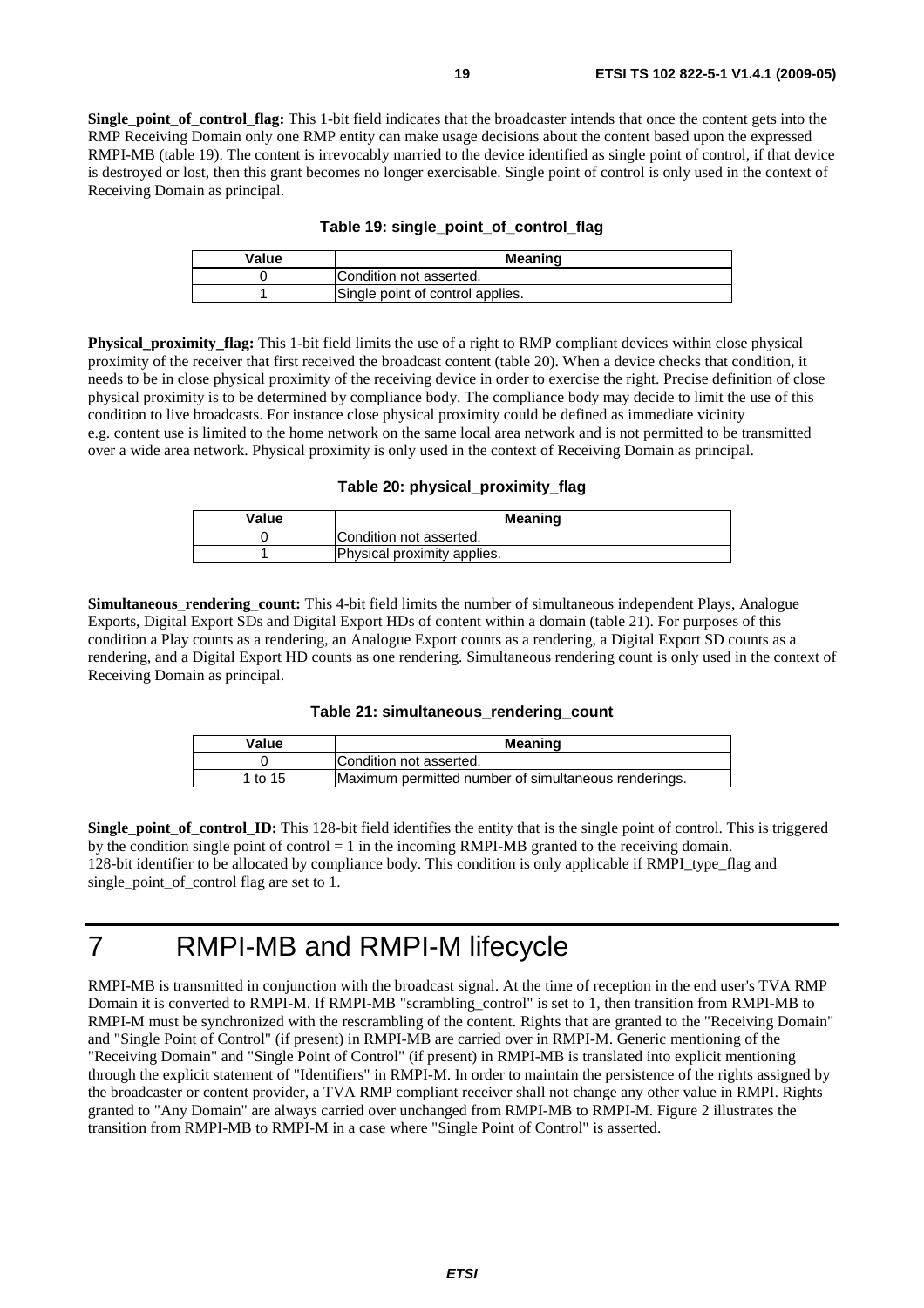**Single_point_of_control_flag:** This 1-bit field indicates that the broadcaster intends that once the content gets into the RMP Receiving Domain only one RMP entity can make usage decisions about the content based upon the expressed RMPI-MB (table 19). The content is irrevocably married to the device identified as single point of control, if that device is destroyed or lost, then this grant becomes no longer exercisable. Single point of control is only used in the context of Receiving Domain as principal.

**Table 19: single_point_of_control_flag**

| Value | Meaning |
| --- | --- |
| 0 | Condition not asserted. |
| 1 | Single point of control applies. |

**Physical_proximity_flag:** This 1-bit field limits the use of a right to RMP compliant devices within close physical proximity of the receiver that first received the broadcast content (table 20). When a device checks that condition, it needs to be in close physical proximity of the receiving device in order to exercise the right. Precise definition of close physical proximity is to be determined by compliance body. The compliance body may decide to limit the use of this condition to live broadcasts. For instance close physical proximity could be defined as immediate vicinity e.g. content use is limited to the home network on the same local area network and is not permitted to be transmitted over a wide area network. Physical proximity is only used in the context of Receiving Domain as principal.

**Table 20: physical_proximity_flag**

| Value | Meaning |
| --- | --- |
| 0 | Condition not asserted. |
| 1 | Physical proximity applies. |

**Simultaneous_rendering_count:** This 4-bit field limits the number of simultaneous independent Plays, Analogue Exports, Digital Export SDs and Digital Export HDs of content within a domain (table 21). For purposes of this condition a Play counts as a rendering, an Analogue Export counts as a rendering, a Digital Export SD counts as a rendering, and a Digital Export HD counts as one rendering. Simultaneous rendering count is only used in the context of Receiving Domain as principal.

**Table 21: simultaneous_rendering_count**

| Value | Meaning |
| --- | --- |
| 0 | Condition not asserted. |
| 1 to 15 | Maximum permitted number of simultaneous renderings. |

**Single_point_of_control_ID:** This 128-bit field identifies the entity that is the single point of control. This is triggered by the condition single point of control = 1 in the incoming RMPI-MB granted to the receiving domain. 128-bit identifier to be allocated by compliance body. This condition is only applicable if RMPI_type_flag and single_point_of_control flag are set to 1.

# 7 RMPI-MB and RMPI-M lifecycle

RMPI-MB is transmitted in conjunction with the broadcast signal. At the time of reception in the end user's TVA RMP Domain it is converted to RMPI-M. If RMPI-MB "scrambling_control" is set to 1, then transition from RMPI-MB to RMPI-M must be synchronized with the rescrambling of the content. Rights that are granted to the "Receiving Domain" and "Single Point of Control" (if present) in RMPI-MB are carried over in RMPI-M. Generic mentioning of the "Receiving Domain" and "Single Point of Control" (if present) in RMPI-MB is translated into explicit mentioning through the explicit statement of "Identifiers" in RMPI-M. In order to maintain the persistence of the rights assigned by the broadcaster or content provider, a TVA RMP compliant receiver shall not change any other value in RMPI. Rights granted to "Any Domain" are always carried over unchanged from RMPI-MB to RMPI-M. Figure 2 illustrates the transition from RMPI-MB to RMPI-M in a case where "Single Point of Control" is asserted.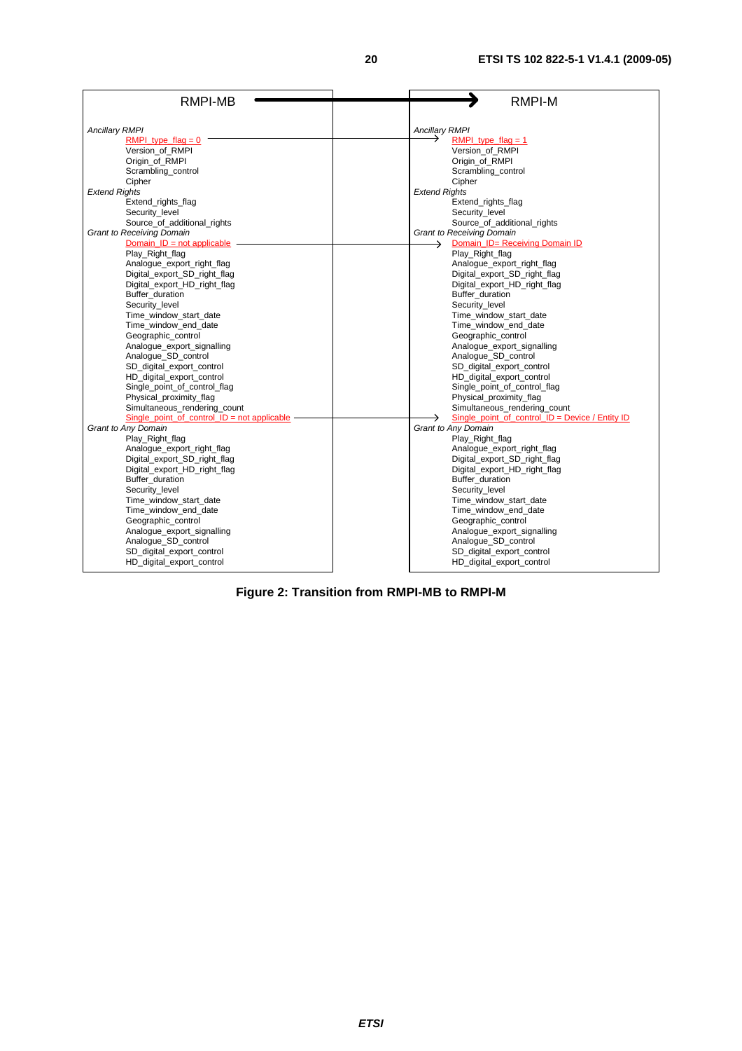| RMPI-MB | RMPI-M |
| --- | --- |
| *Ancillary RMPI* | *Ancillary RMPI* |
| RMPI_type_flag = 0 | RMPI_type_flag = 1 |
| Version_of_RMPI | Version_of_RMPI |
| Origin_of_RMPI | Origin_of_RMPI |
| Scrambling_control | Scrambling_control |
| Cipher | Cipher |
| *Extend Rights* | *Extend Rights* |
| Extend_rights_flag | Extend_rights_flag |
| Security_level | Security_level |
| Source_of_additional_rights | Source_of_additional_rights |
| *Grant to Receiving Domain* | *Grant to Receiving Domain* |
| Domain_ID = not applicable | Domain_ID= Receiving Domain ID |
| Play_Right_flag | Play_Right_flag |
| Analogue_export_right_flag | Analogue_export_right_flag |
| Digital_export_SD_right_flag | Digital_export_SD_right_flag |
| Digital_export_HD_right_flag | Digital_export_HD_right_flag |
| Buffer_duration | Buffer_duration |
| Security_level | Security_level |
| Time_window_start_date | Time_window_start_date |
| Time_window_end_date | Time_window_end_date |
| Geographic_control | Geographic_control |
| Analogue_export_signalling | Analogue_export_signalling |
| Analogue_SD_control | Analogue_SD_control |
| SD_digital_export_control | SD_digital_export_control |
| HD_digital_export_control | HD_digital_export_control |
| Single_point_of_control_flag | Single_point_of_control_flag |
| Physical_proximity_flag | Physical_proximity_flag |
| Simultaneous_rendering_count | Simultaneous_rendering_count |
| Single_point_of_control_ID = not applicable | Single_point_of_control_ID = Device / Entity ID |
| *Grant to Any Domain* | *Grant to Any Domain* |
| Play_Right_flag | Play_Right_flag |
| Analogue_export_right_flag | Analogue_export_right_flag |
| Digital_export_SD_right_flag | Digital_export_SD_right_flag |
| Digital_export_HD_right_flag | Digital_export_HD_right_flag |
| Buffer_duration | Buffer_duration |
| Security_level | Security_level |
| Time_window_start_date | Time_window_start_date |
| Time_window_end_date | Time_window_end_date |
| Geographic_control | Geographic_control |
| Analogue_export_signalling | Analogue_export_signalling |
| Analogue_SD_control | Analogue_SD_control |
| SD_digital_export_control | SD_digital_export_control |
| HD_digital_export_control | HD_digital_export_control |

**Figure 2: Transition from RMPI-MB to RMPI-M**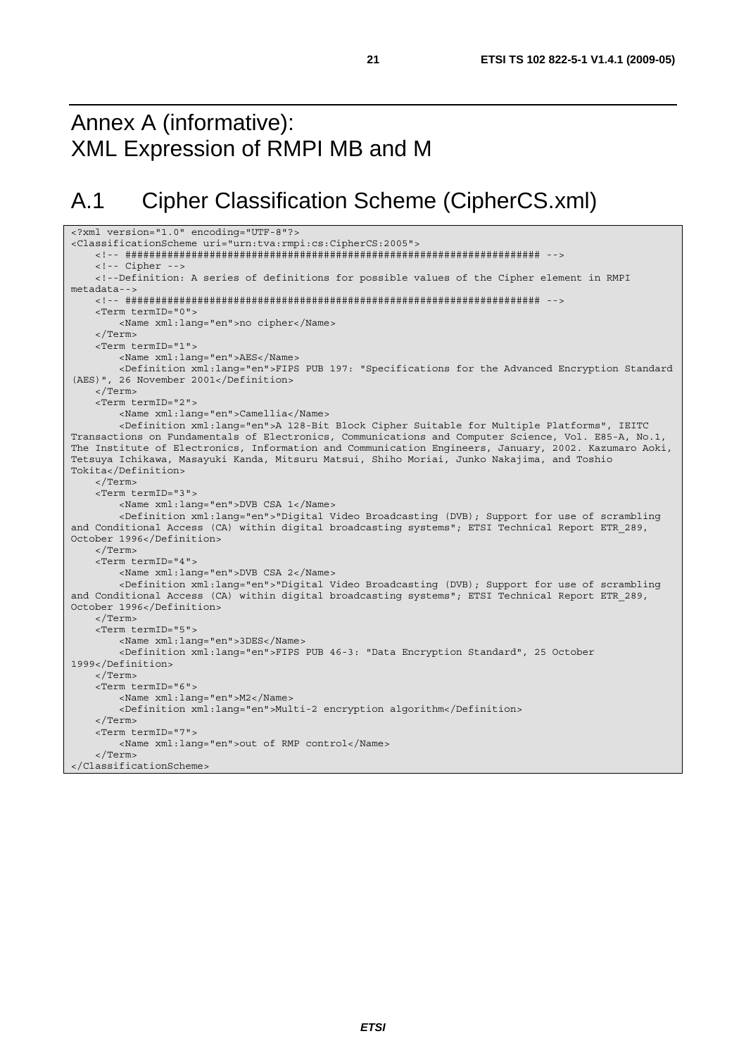# Annex A (informative): XML Expression of RMPI MB and M

## A.1 Cipher Classification Scheme (CipherCS.xml)

```
<?xml version="1.0" encoding="UTF-8"?>
<ClassificationScheme uri="urn:tva:rmpi:cs:CipherCS:2005">
    <!-- ##################################################################### -->
    <!-- Cipher -->
    <!--Definition: A series of definitions for possible values of the Cipher element in RMPI
metadata-->
    <!-- ##################################################################### -->
    <Term termID="0">
        <Name xml:lang="en">no cipher</Name>
    </Term>
    <Term termID="1">
        <Name xml:lang="en">AES</Name>
        <Definition xml:lang="en">FIPS PUB 197: "Specifications for the Advanced Encryption Standard
(AES)", 26 November 2001</Definition>
    </Term>
    <Term termID="2">
        <Name xml:lang="en">Camellia</Name>
        <Definition xml:lang="en">A 128-Bit Block Cipher Suitable for Multiple Platforms", IEITC
Transactions on Fundamentals of Electronics, Communications and Computer Science, Vol. E85-A, No.1,
The Institute of Electronics, Information and Communication Engineers, January, 2002. Kazumaro Aoki,
Tetsuya Ichikawa, Masayuki Kanda, Mitsuru Matsui, Shiho Moriai, Junko Nakajima, and Toshio
Tokita</Definition>
    </Term>
    <Term termID="3">
        <Name xml:lang="en">DVB CSA 1</Name>
        <Definition xml:lang="en">"Digital Video Broadcasting (DVB); Support for use of scrambling
and Conditional Access (CA) within digital broadcasting systems"; ETSI Technical Report ETR_289,
October 1996</Definition>
    </Term>
    <Term termID="4">
        <Name xml:lang="en">DVB CSA 2</Name>
        <Definition xml:lang="en">"Digital Video Broadcasting (DVB); Support for use of scrambling
and Conditional Access (CA) within digital broadcasting systems"; ETSI Technical Report ETR_289,
October 1996</Definition>
    </Term>
    <Term termID="5">
        <Name xml:lang="en">3DES</Name>
        <Definition xml:lang="en">FIPS PUB 46-3: "Data Encryption Standard", 25 October
1999</Definition>
    </Term>
    <Term termID="6">
        <Name xml:lang="en">M2</Name>
        <Definition xml:lang="en">Multi-2 encryption algorithm</Definition>
    </Term>
    <Term termID="7">
        <Name xml:lang="en">out of RMP control</Name>
    </Term>
</ClassificationScheme>
```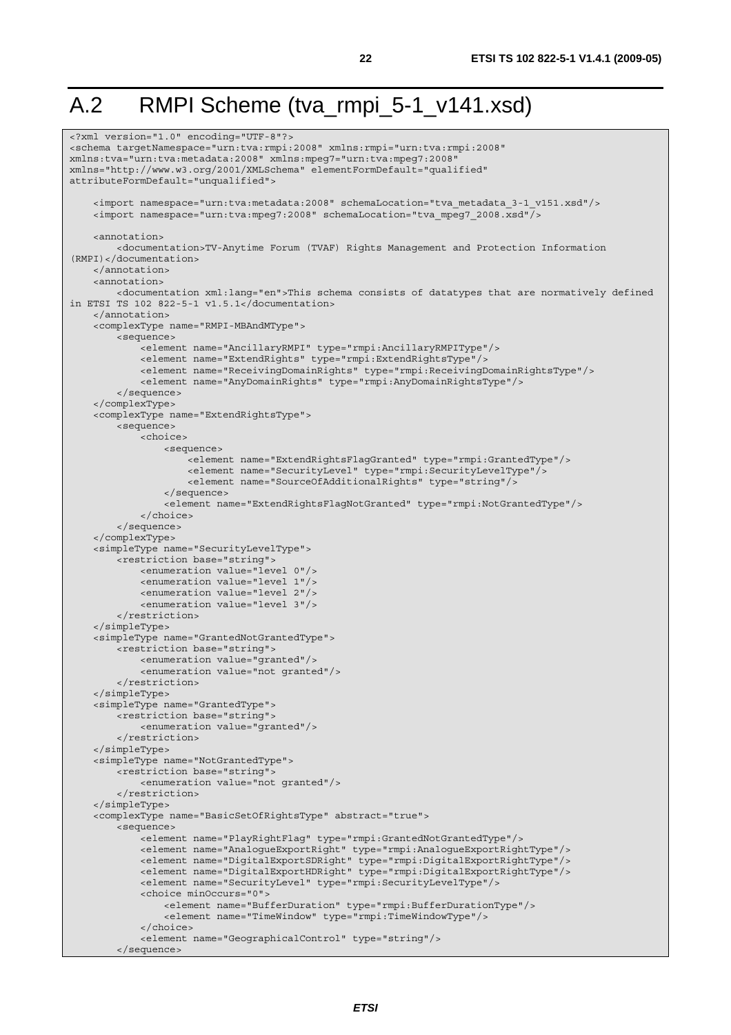# A.2 RMPI Scheme (tva_rmpi_5-1_v141.xsd)

```
<?xml version="1.0" encoding="UTF-8"?>
<schema targetNamespace="urn:tva:rmpi:2008" xmlns:rmpi="urn:tva:rmpi:2008"
xmlns:tva="urn:tva:metadata:2008" xmlns:mpeg7="urn:tva:mpeg7:2008"
xmlns="http://www.w3.org/2001/XMLSchema" elementFormDefault="qualified"
attributeFormDefault="unqualified">

    <import namespace="urn:tva:metadata:2008" schemaLocation="tva_metadata_3-1_v151.xsd"/>
    <import namespace="urn:tva:mpeg7:2008" schemaLocation="tva_mpeg7_2008.xsd"/>

    <annotation>
        <documentation>TV-Anytime Forum (TVAF) Rights Management and Protection Information
(RMPI)</documentation>
    </annotation>
    <annotation>
        <documentation xml:lang="en">This schema consists of datatypes that are normatively defined
in ETSI TS 102 822-5-1 v1.5.1</documentation>
    </annotation>
    <complexType name="RMPI-MBAndMType">
        <sequence>
            <element name="AncillaryRMPI" type="rmpi:AncillaryRMPIType"/>
            <element name="ExtendRights" type="rmpi:ExtendRightsType"/>
            <element name="ReceivingDomainRights" type="rmpi:ReceivingDomainRightsType"/>
            <element name="AnyDomainRights" type="rmpi:AnyDomainRightsType"/>
        </sequence>
    </complexType>
    <complexType name="ExtendRightsType">
        <sequence>
            <choice>
                <sequence>
                    <element name="ExtendRightsFlagGranted" type="rmpi:GrantedType"/>
                    <element name="SecurityLevel" type="rmpi:SecurityLevelType"/>
                    <element name="SourceOfAdditionalRights" type="string"/>
                </sequence>
                <element name="ExtendRightsFlagNotGranted" type="rmpi:NotGrantedType"/>
            </choice>
        </sequence>
    </complexType>
    <simpleType name="SecurityLevelType">
        <restriction base="string">
            <enumeration value="level 0"/>
            <enumeration value="level 1"/>
            <enumeration value="level 2"/>
            <enumeration value="level 3"/>
        </restriction>
    </simpleType>
    <simpleType name="GrantedNotGrantedType">
        <restriction base="string">
            <enumeration value="granted"/>
            <enumeration value="not granted"/>
        </restriction>
    </simpleType>
    <simpleType name="GrantedType">
        <restriction base="string">
            <enumeration value="granted"/>
        </restriction>
    </simpleType>
    <simpleType name="NotGrantedType">
        <restriction base="string">
            <enumeration value="not granted"/>
        </restriction>
    </simpleType>
    <complexType name="BasicSetOfRightsType" abstract="true">
        <sequence>
            <element name="PlayRightFlag" type="rmpi:GrantedNotGrantedType"/>
            <element name="AnalogueExportRight" type="rmpi:AnalogueExportRightType"/>
            <element name="DigitalExportSDRight" type="rmpi:DigitalExportRightType"/>
            <element name="DigitalExportHDRight" type="rmpi:DigitalExportRightType"/>
            <element name="SecurityLevel" type="rmpi:SecurityLevelType"/>
            <choice minOccurs="0">
                <element name="BufferDuration" type="rmpi:BufferDurationType"/>
                <element name="TimeWindow" type="rmpi:TimeWindowType"/>
            </choice>
            <element name="GeographicalControl" type="string"/>
        </sequence>
```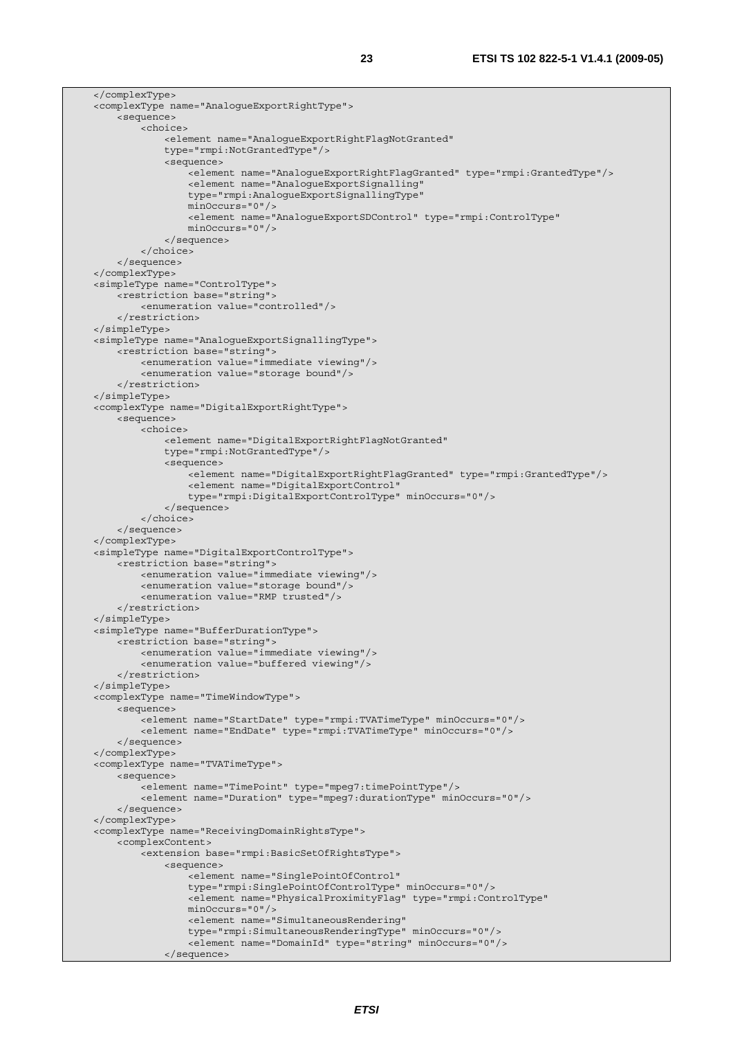```
    </complexType>
    <complexType name="AnalogueExportRightType">
        <sequence>
            <choice>
                <element name="AnalogueExportRightFlagNotGranted"
                type="rmpi:NotGrantedType"/>
                <sequence>
                    <element name="AnalogueExportRightFlagGranted" type="rmpi:GrantedType"/>
                    <element name="AnalogueExportSignalling"
                    type="rmpi:AnalogueExportSignallingType"
                    minOccurs="0"/>
                    <element name="AnalogueExportSDControl" type="rmpi:ControlType"
                    minOccurs="0"/>
                </sequence>
            </choice>
        </sequence>
    </complexType>
    <simpleType name="ControlType">
        <restriction base="string">
            <enumeration value="controlled"/>
        </restriction>
    </simpleType>
    <simpleType name="AnalogueExportSignallingType">
        <restriction base="string">
            <enumeration value="immediate viewing"/>
            <enumeration value="storage bound"/>
        </restriction>
    </simpleType>
    <complexType name="DigitalExportRightType">
        <sequence>
            <choice>
                <element name="DigitalExportRightFlagNotGranted"
                type="rmpi:NotGrantedType"/>
                <sequence>
                    <element name="DigitalExportRightFlagGranted" type="rmpi:GrantedType"/>
                    <element name="DigitalExportControl"
                    type="rmpi:DigitalExportControlType" minOccurs="0"/>
                </sequence>
            </choice>
        </sequence>
    </complexType>
    <simpleType name="DigitalExportControlType">
        <restriction base="string">
            <enumeration value="immediate viewing"/>
            <enumeration value="storage bound"/>
            <enumeration value="RMP trusted"/>
        </restriction>
    </simpleType>
    <simpleType name="BufferDurationType">
        <restriction base="string">
            <enumeration value="immediate viewing"/>
            <enumeration value="buffered viewing"/>
        </restriction>
    </simpleType>
    <complexType name="TimeWindowType">
        <sequence>
            <element name="StartDate" type="rmpi:TVATimeType" minOccurs="0"/>
            <element name="EndDate" type="rmpi:TVATimeType" minOccurs="0"/>
        </sequence>
    </complexType>
    <complexType name="TVATimeType">
        <sequence>
            <element name="TimePoint" type="mpeg7:timePointType"/>
            <element name="Duration" type="mpeg7:durationType" minOccurs="0"/>
        </sequence>
    </complexType>
    <complexType name="ReceivingDomainRightsType">
        <complexContent>
            <extension base="rmpi:BasicSetOfRightsType">
                <sequence>
                    <element name="SinglePointOfControl"
                    type="rmpi:SinglePointOfControlType" minOccurs="0"/>
                    <element name="PhysicalProximityFlag" type="rmpi:ControlType"
                    minOccurs="0"/>
                    <element name="SimultaneousRendering"
                    type="rmpi:SimultaneousRenderingType" minOccurs="0"/>
                    <element name="DomainId" type="string" minOccurs="0"/>
                </sequence>
```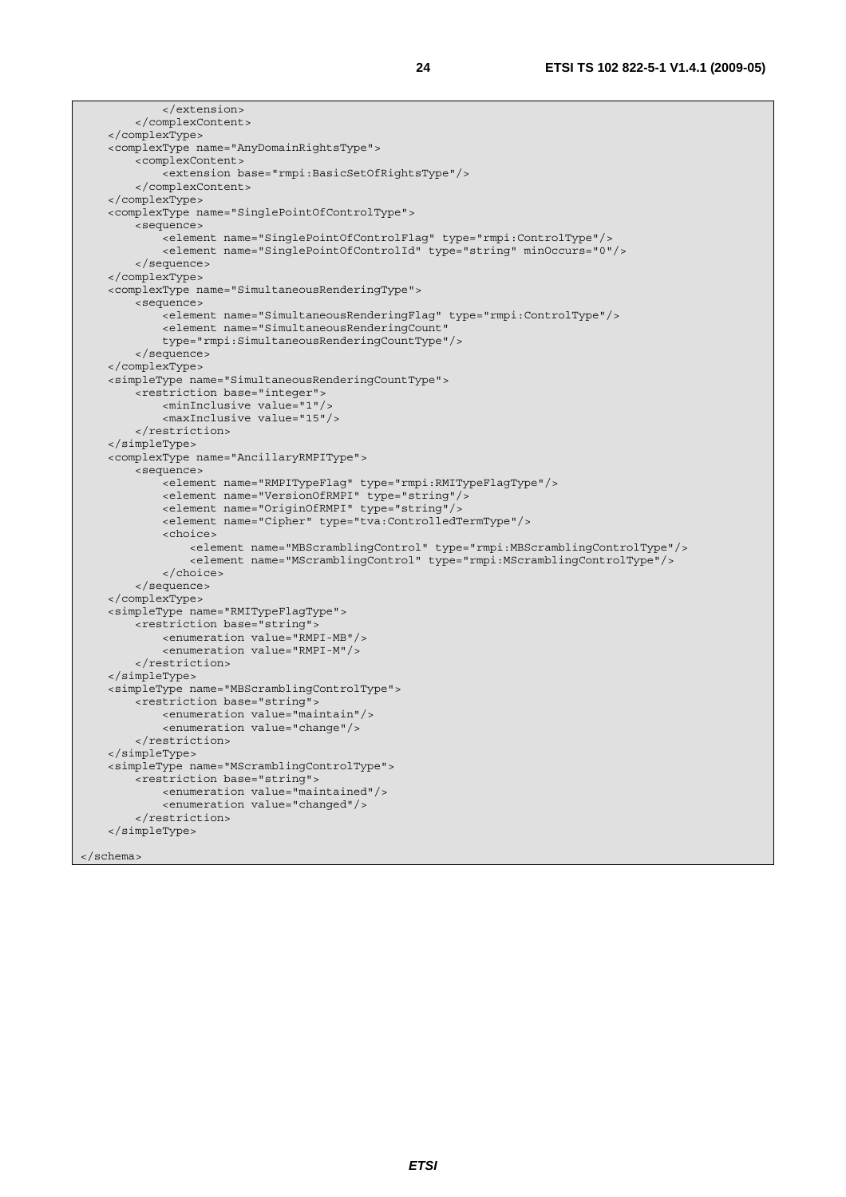```
            </extension>
        </complexContent>
    </complexType>
    <complexType name="AnyDomainRightsType">
        <complexContent>
            <extension base="rmpi:BasicSetOfRightsType"/>
        </complexContent>
    </complexType>
    <complexType name="SinglePointOfControlType">
        <sequence>
            <element name="SinglePointOfControlFlag" type="rmpi:ControlType"/>
            <element name="SinglePointOfControlId" type="string" minOccurs="0"/>
        </sequence>
    </complexType>
    <complexType name="SimultaneousRenderingType">
        <sequence>
            <element name="SimultaneousRenderingFlag" type="rmpi:ControlType"/>
            <element name="SimultaneousRenderingCount"
            type="rmpi:SimultaneousRenderingCountType"/>
        </sequence>
    </complexType>
    <simpleType name="SimultaneousRenderingCountType">
        <restriction base="integer">
            <minInclusive value="1"/>
            <maxInclusive value="15"/>
        </restriction>
    </simpleType>
    <complexType name="AncillaryRMPIType">
        <sequence>
            <element name="RMPITypeFlag" type="rmpi:RMITypeFlagType"/>
            <element name="VersionOfRMPI" type="string"/>
            <element name="OriginOfRMPI" type="string"/>
            <element name="Cipher" type="tva:ControlledTermType"/>
            <choice>
                <element name="MBScramblingControl" type="rmpi:MBScramblingControlType"/>
                <element name="MScramblingControl" type="rmpi:MScramblingControlType"/>
            </choice>
        </sequence>
    </complexType>
    <simpleType name="RMITypeFlagType">
        <restriction base="string">
            <enumeration value="RMPI-MB"/>
            <enumeration value="RMPI-M"/>
        </restriction>
    </simpleType>
    <simpleType name="MBScramblingControlType">
        <restriction base="string">
            <enumeration value="maintain"/>
            <enumeration value="change"/>
        </restriction>
    </simpleType>
    <simpleType name="MScramblingControlType">
        <restriction base="string">
            <enumeration value="maintained"/>
            <enumeration value="changed"/>
        </restriction>
    </simpleType>

</schema>
```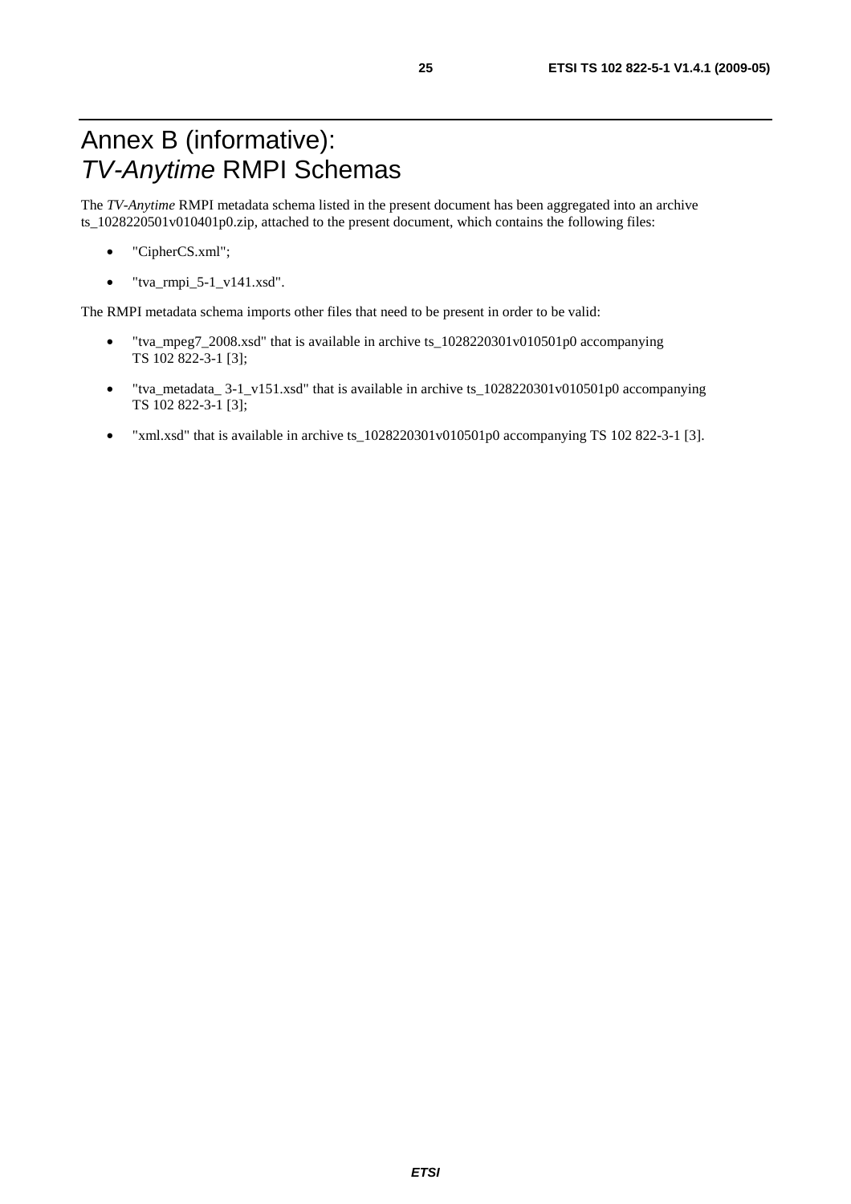# Annex B (informative): *TV-Anytime* RMPI Schemas

The *TV-Anytime* RMPI metadata schema listed in the present document has been aggregated into an archive ts_1028220501v010401p0.zip, attached to the present document, which contains the following files:

- "CipherCS.xml";
- "tva_rmpi_5-1_v141.xsd".

The RMPI metadata schema imports other files that need to be present in order to be valid:

- "tva_mpeg7_2008.xsd" that is available in archive ts_1028220301v010501p0 accompanying TS 102 822-3-1 [3];
- "tva_metadata_ 3-1_v151.xsd" that is available in archive ts_1028220301v010501p0 accompanying TS 102 822-3-1 [3];
- "xml.xsd" that is available in archive ts_1028220301v010501p0 accompanying TS 102 822-3-1 [3].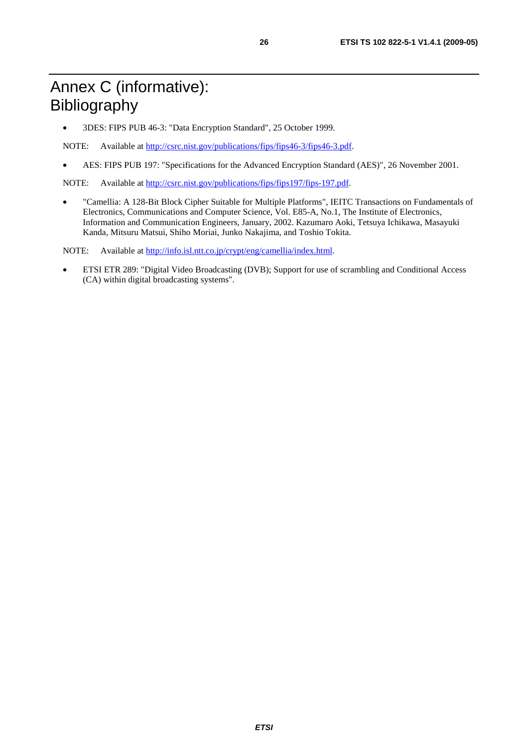# Annex C (informative): Bibliography

- 3DES: FIPS PUB 46-3: "Data Encryption Standard", 25 October 1999.

NOTE: Available at http://csrc.nist.gov/publications/fips/fips46-3/fips46-3.pdf.

- AES: FIPS PUB 197: "Specifications for the Advanced Encryption Standard (AES)", 26 November 2001.

NOTE: Available at http://csrc.nist.gov/publications/fips/fips197/fips-197.pdf.

- "Camellia: A 128-Bit Block Cipher Suitable for Multiple Platforms", IEITC Transactions on Fundamentals of Electronics, Communications and Computer Science, Vol. E85-A, No.1, The Institute of Electronics, Information and Communication Engineers, January, 2002. Kazumaro Aoki, Tetsuya Ichikawa, Masayuki Kanda, Mitsuru Matsui, Shiho Moriai, Junko Nakajima, and Toshio Tokita.

NOTE: Available at http://info.isl.ntt.co.jp/crypt/eng/camellia/index.html.

- ETSI ETR 289: "Digital Video Broadcasting (DVB); Support for use of scrambling and Conditional Access (CA) within digital broadcasting systems".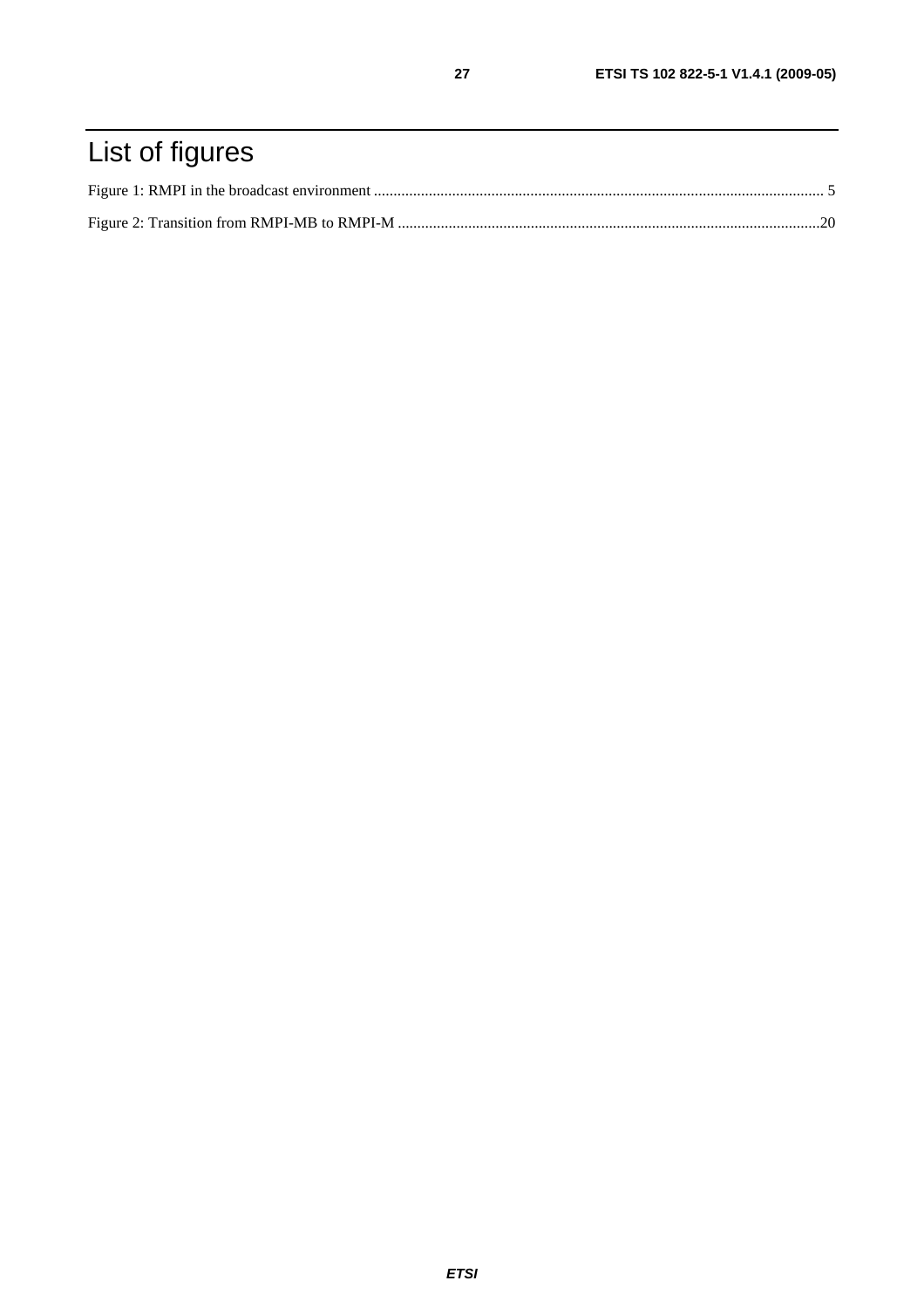# List of figures

Figure 1: RMPI in the broadcast environment ........................................................................................................................ 5

Figure 2: Transition from RMPI-MB to RMPI-M ..............................................................................................................20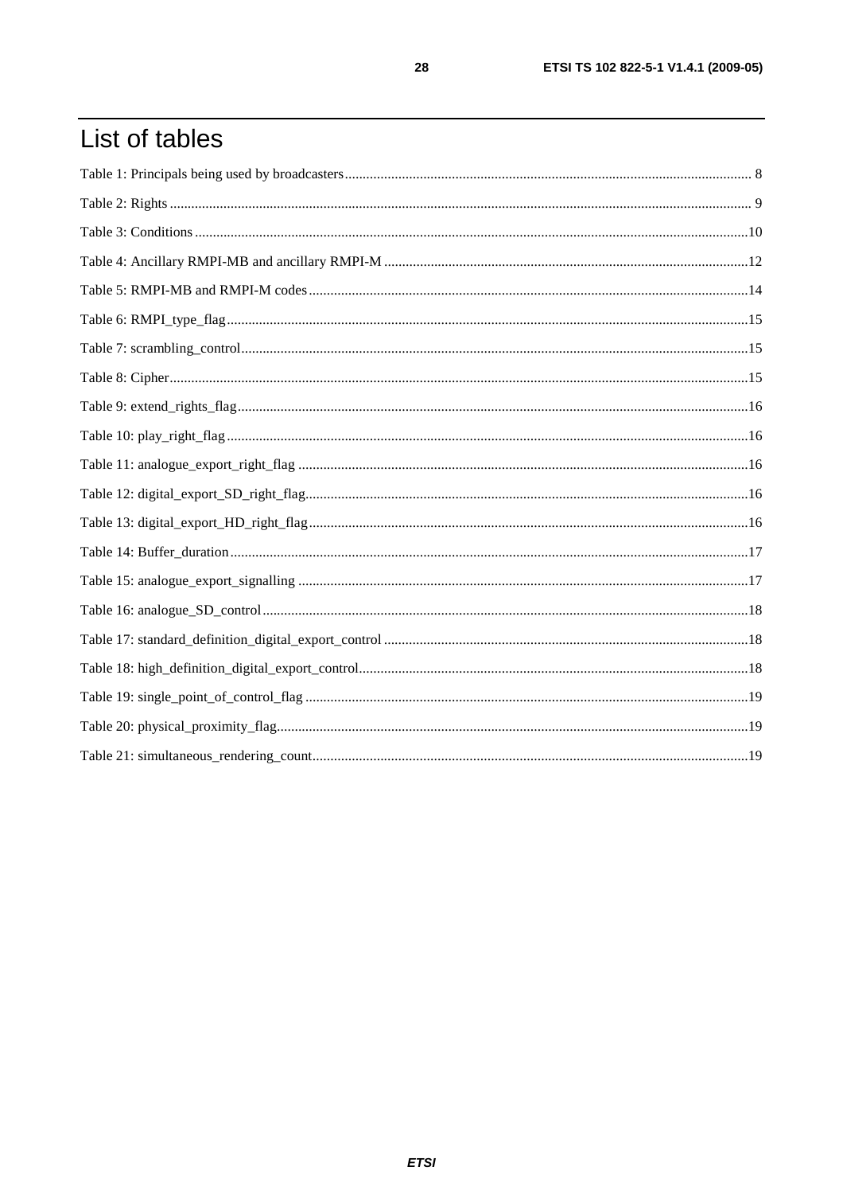# List of tables

Table 1: Principals being used by broadcasters ........ 8

Table 2: Rights ........ 9

Table 3: Conditions ........ 10

Table 4: Ancillary RMPI-MB and ancillary RMPI-M ........ 12

Table 5: RMPI-MB and RMPI-M codes ........ 14

Table 6: RMPI_type_flag ........ 15

Table 7: scrambling_control ........ 15

Table 8: Cipher ........ 15

Table 9: extend_rights_flag ........ 16

Table 10: play_right_flag ........ 16

Table 11: analogue_export_right_flag ........ 16

Table 12: digital_export_SD_right_flag ........ 16

Table 13: digital_export_HD_right_flag ........ 16

Table 14: Buffer_duration ........ 17

Table 15: analogue_export_signalling ........ 17

Table 16: analogue_SD_control ........ 18

Table 17: standard_definition_digital_export_control ........ 18

Table 18: high_definition_digital_export_control ........ 18

Table 19: single_point_of_control_flag ........ 19

Table 20: physical_proximity_flag ........ 19

Table 21: simultaneous_rendering_count ........ 19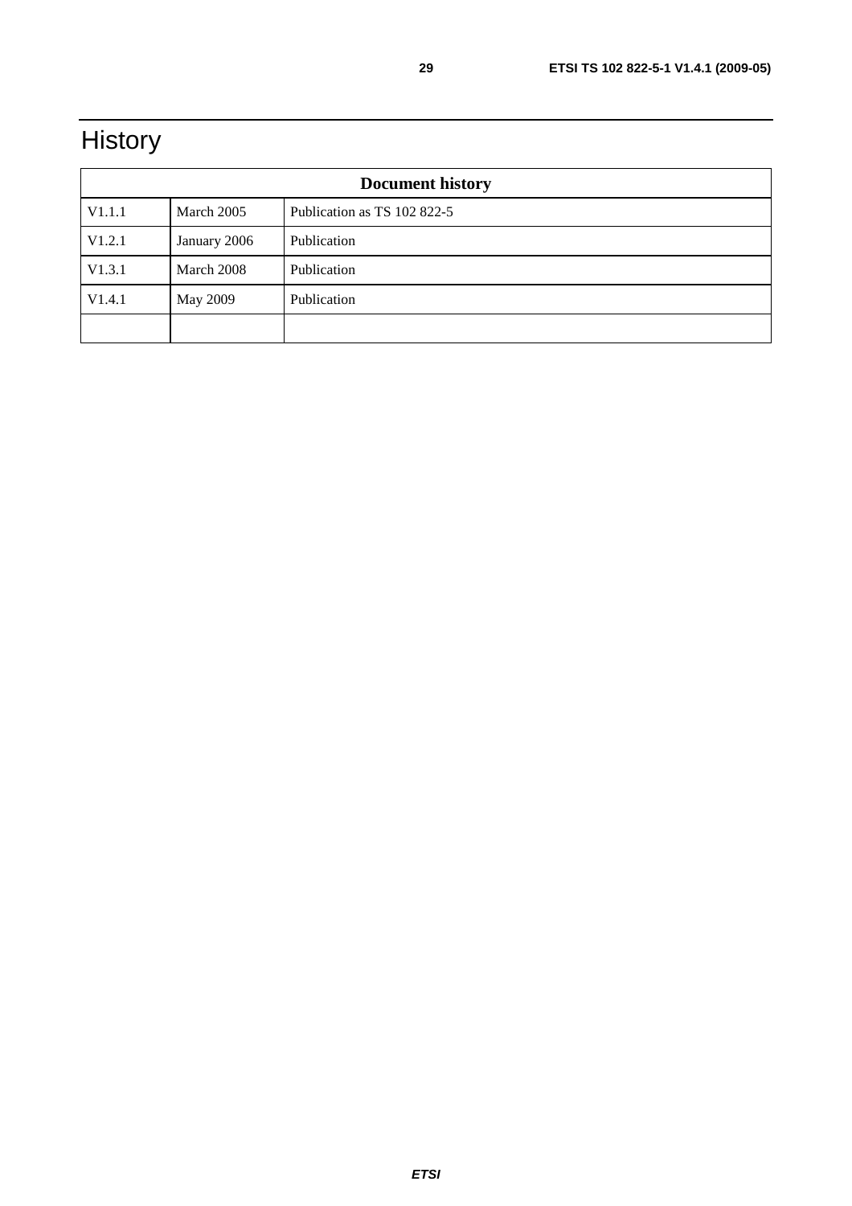# History

| Document history | | |
|---|---|---|
| V1.1.1 | March 2005 | Publication as TS 102 822-5 |
| V1.2.1 | January 2006 | Publication |
| V1.3.1 | March 2008 | Publication |
| V1.4.1 | May 2009 | Publication |
| | | |